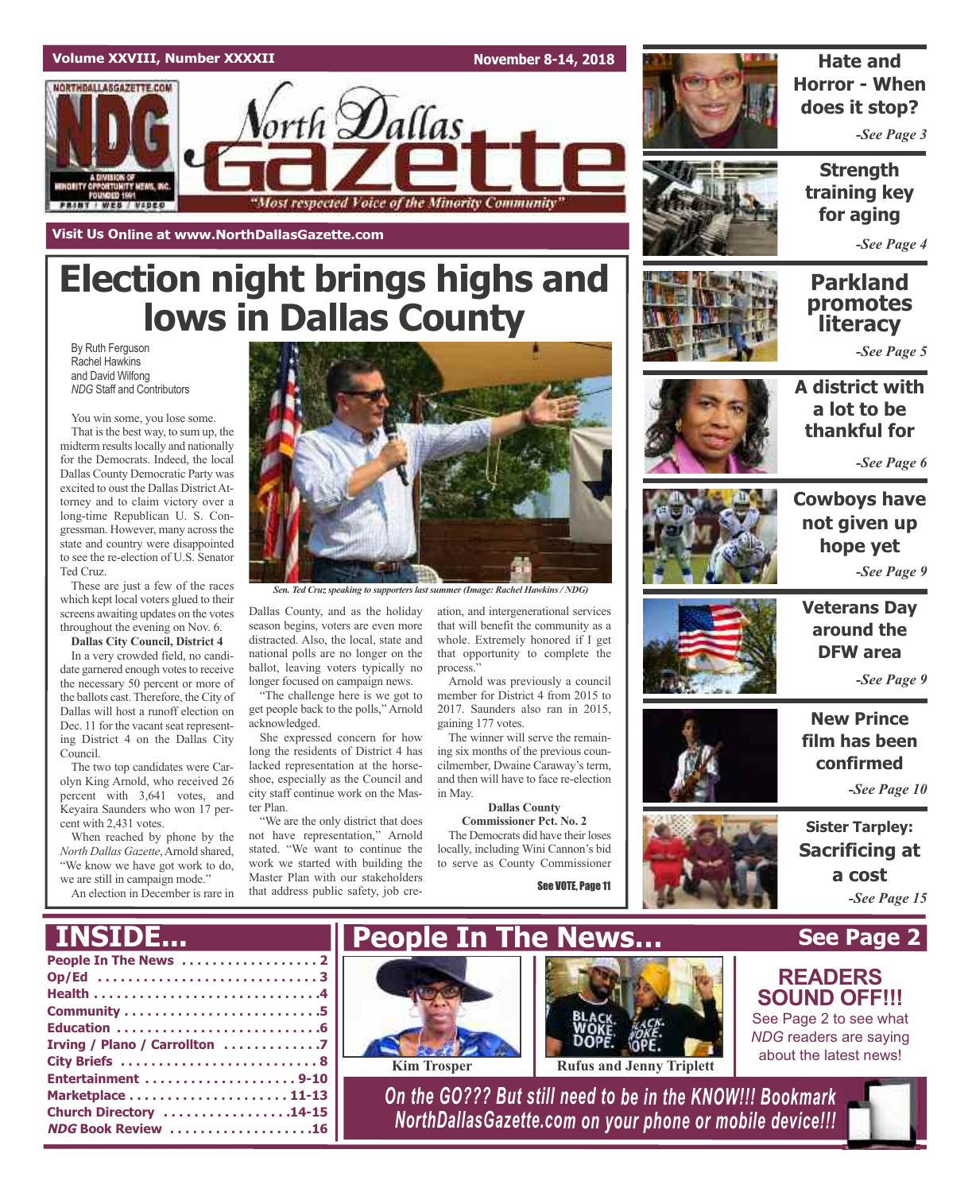Volume XXVIII, Number XXXXII — November 8-14, 2018

# North Dallas Gazette

"Most respected Voice of the Minority Community"

Visit Us Online at www.NorthDallasGazette.com

# Election night brings highs and lows in Dallas County

By Ruth Ferguson
Rachel Hawkins
and David Wilfong
*NDG* Staff and Contributors

You win some, you lose some.

That is the best way, to sum up, the midterm results locally and nationally for the Democrats. Indeed, the local Dallas County Democratic Party was excited to oust the Dallas District Attorney and to claim victory over a long-time Republican U. S. Congressman. However, many across the state and country were disappointed to see the re-election of U.S. Senator Ted Cruz.

These are just a few of the races which kept local voters glued to their screens awaiting updates on the votes throughout the evening on Nov. 6.

**Dallas City Council, District 4**

In a very crowded field, no candidate garnered enough votes to receive the necessary 50 percent or more of the ballots cast. Therefore, the City of Dallas will host a runoff election on Dec. 11 for the vacant seat representing District 4 on the Dallas City Council.

The two top candidates were Carolyn King Arnold, who received 26 percent with 3,641 votes, and Keyaira Saunders who won 17 percent with 2,431 votes.

When reached by phone by the *North Dallas Gazette*, Arnold shared, "We know we have got work to do, we are still in campaign mode."

An election in December is rare in Dallas County, and as the holiday season begins, voters are even more distracted. Also, the local, state and national polls are no longer on the ballot, leaving voters typically no longer focused on campaign news.

*Sen. Ted Cruz speaking to supporters last summer (Image: Rachel Hawkins / NDG)*

"The challenge here is we got to get people back to the polls," Arnold acknowledged.

She expressed concern for how long the residents of District 4 has lacked representation at the horseshoe, especially as the Council and city staff continue work on the Master Plan.

"We are the only district that does not have representation," Arnold stated. "We want to continue the work we started with building the Master Plan with our stakeholders that address public safety, job creation, and intergenerational services that will benefit the community as a whole. Extremely honored if I get that opportunity to complete the process."

Arnold was previously a council member for District 4 from 2015 to 2017. Saunders also ran in 2015, gaining 177 votes.

The winner will serve the remaining six months of the previous councilmember, Dwaine Caraway's term, and then will have to face re-election in May.

**Dallas County Commissioner Pct. No. 2**

The Democrats did have their loses locally, including Wini Cannon's bid to serve as County Commissioner

See VOTE, Page 11

---

**Hate and Horror - When does it stop?** -See Page 3

**Strength training key for aging** -See Page 4

**Parkland promotes literacy** -See Page 5

**A district with a lot to be thankful for** -See Page 6

**Cowboys have not given up hope yet** -See Page 9

**Veterans Day around the DFW area** -See Page 9

**New Prince film has been confirmed** -See Page 10

**Sister Tarpley: Sacrificing at a cost** -See Page 15

---

## INSIDE...

- People In The News . . . . . 2
- Op/Ed . . . . . 3
- Health . . . . . 4
- Community . . . . . 5
- Education . . . . . 6
- Irving / Plano / Carrollton . . . . . 7
- City Briefs . . . . . 8
- Entertainment . . . . . 9-10
- Marketplace . . . . . 11-13
- Church Directory . . . . . 14-15
- *NDG* Book Review . . . . . 16

## People In The News... See Page 2

Kim Trosper

Rufus and Jenny Triplett

**READERS SOUND OFF!!!**
See Page 2 to see what *NDG* readers are saying about the latest news!

*On the GO??? But still need to be in the KNOW!!! Bookmark NorthDallasGazette.com on your phone or mobile device!!!*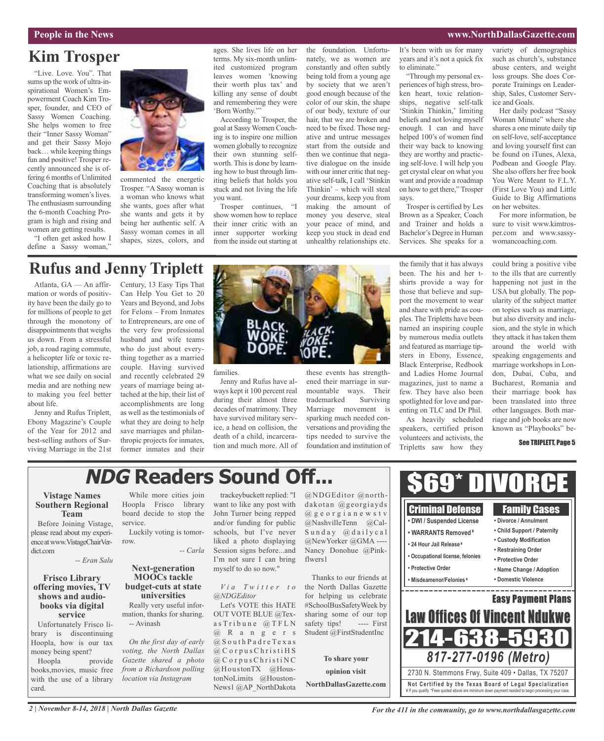# Kim Trosper

"Live. Love. You". That sums up the work of ultra-inspirational Women's Empowerment Coach Kim Trosper, founder, and CEO of Sassy Women Coaching. She helps women to free their "Inner Sassy Woman" and get their Sassy Mojo back… while keeping things fun and positive! Trosper recently announced she is offering 6 months of Unlimited Coaching that is absolutely transforming women's lives. The enthusiasm surrounding the 6-month Coaching Program is high and rising and women are getting results.

"I often get asked how I define a Sassy woman," commented the energetic Trosper. "A Sassy woman is a woman who knows what she wants, goes after what she wants and gets it by being her authentic self. A Sassy woman comes in all shapes, sizes, colors, and ages. She lives life on her terms. My six-month unlimited customized program leaves women 'knowing their worth plus tax' and killing any sense of doubt and remembering they were 'Born Worthy.'"

According to Trosper, the goal at Sassy Women Coaching is to inspire one million women globally to recognize their own stunning self-worth. This is done by learning how to bust through limiting beliefs that holds you stuck and not living the life you want.

Trosper continues, "I show women how to replace their inner critic with an inner supporter working from the inside out starting at the foundation. Unfortunately, we as women are constantly and often subtly being told from a young age by society that we aren't good enough because of the color of our skin, the shape of our body, texture of our hair, that we are broken and need to be fixed. Those negative and untrue messages start from the outside and then we continue that negative dialogue on the inside with our inner critic that negative self-talk, I call 'Stinkin Thinkin' – which will steal your dreams, keep you from making the amount of money you deserve, steal your peace of mind, and keep you stuck in dead end unhealthy relationships etc. It's been with us for many years and it's not a quick fix to eliminate."

"Through my personal experiences of high stress, broken heart, toxic relationships, negative self-talk 'Stinkin Thinkin,' limiting beliefs and not loving myself enough. I can and have helped 100's of women find their way back to knowing they are worthy and practicing self-love. I will help you get crystal clear on what you want and provide a roadmap on how to get there," Trosper says.

Trosper is certified by Les Brown as a Speaker, Coach and Trainer and holds a Bachelor's Degree in Human Services. She speaks for a variety of demographics such as church's, substance abuse centers, and weight loss groups. She does Corporate Trainings on Leadership, Sales, Customer Service and Goals.

Her daily podcast "Sassy Woman Minute" where she shares a one minute daily tip on self-love, self-acceptance and loving yourself first can be found on iTunes, Alexa, Podbean and Google Play. She also offers her free book You Were Meant to F.L.Y. (First Love You) and Little Guide to Big Affirmations on her websites.

For more information, be sure to visit www.kimtrosper.com and www.sassywomancoaching.com.

# Rufus and Jenny Triplett

Atlanta, GA — An affirmation or words of positivity have been the daily go to for millions of people to get through the monotony of disappointments that weighs us down. From a stressful job, a road raging commute, a helicopter life or toxic relationship, affirmations are what we see daily on social media and are nothing new to making you feel better about life.

Jenny and Rufus Triplett, Ebony Magazine's Couple of the Year for 2012 and best-selling authors of Surviving Marriage in the 21st Century, 13 Easy Tips That Can Help You Get to 20 Years and Beyond, and Jobs for Felons – From Inmates to Entrepreneurs, are one of the very few professional husband and wife teams who do just about everything together as a married couple. Having survived and recently celebrated 29 years of marriage being attached at the hip, their list of accomplishments are long as well as the testimonials of what they are doing to help save marriages and philanthropic projects for inmates, former inmates and their families.

Jenny and Rufus have always kept it 100 percent real during their almost three decades of matrimony. They have survived military service, a head on collision, the death of a child, incarceration and much more. All of these events has strengthened their marriage in surmountable ways. Their trademarked Surviving Marriage movement is sparking much needed conversations and providing the tips needed to survive the foundation and institution of the family that it has always been. The his and her t-shirts provide a way for those that believe and support the movement to wear and share with pride as couples. The Tripletts have been named an inspiring couple by numerous media outlets and featured as marriage tipsters in Ebony, Essence, Black Enterprise, Redbook and Ladies Home Journal magazines, just to name a few. They have also been spotlighted for love and parenting on TLC and Dr Phil.

As heavily scheduled speakers, certified prison volunteers and activists, the Tripletts saw how they could bring a positive vibe to the ills that are currently happening not just in the USA but globally. The popularity of the subject matter on topics such as marriage, but also diversity and inclusion, and the style in which they attack it has taken them around the world with speaking engagements and marriage workshops in London, Dubai, Cuba, and Bucharest, Romania and their marriage book has been translated into three other languages. Both marriage and job books are now known as "Playbooks" be-

**See TRIPLETT, Page 5**

# *NDG* Readers Sound Off...

### Vistage Names Southern Regional Team

Before Joining Vistage, please read about my experience at www.VistageChairVerdict.com

*-- Eran Salu*

### Frisco Library offering movies, TV shows and audiobooks via digital service

Unfortunately Frisco library is discontinuing Hoopla, how is our tax money being spent?

Hoopla provide books,movies, music free with the use of a library card.

While more cities join Hoopla Frisco library board decide to stop the service.

Luckily voting is tomorrow.

*-- Carla*

### Next-generation MOOCs tackle budget-cuts at state universities

Really very useful information, thanks for sharing.
-- Avinash

*On the first day of early voting, the North Dallas Gazette shared a photo from a Richardson polling location via Instagram*

trackeybuckett replied: "I want to like any post with John Turner being repped and/or funding for public schools, but I've never liked a photo displaying Session signs before...and I'm not sure I can bring myself to do so now."

*Via Twitter to @NDGEditor*

Let's VOTE this HATE OUT VOTE BLUE @TexasTribune @TFLN @Rangers @SouthPadreTexas @CorpusChristiHS @CorpusChristiNC @HoustonTX @HoustonNoLimits @HoustonNews1 @AP_NorthDakota @NDGEditor @northdakotan @georgiayds @georgianewstv @NashvilleTenn @CalSunday @dailycal @NewYorker @GMA ---- Nancy Donohue @Pinkflwers1

Thanks to our friends at the North Dallas Gazette for helping us celebrate #SchoolBusSafetyWeek by sharing some of our top safety tips! ---- First Student @FirstStudentInc

**To share your opinion visit NorthDallasGazette.com**

# $69* DIVORCE

**Criminal Defense**
- DWI / Suspended License
- WARRANTS Removed ¥
- 24 Hour Jail Release ¥
- Occupational license, felonies
- Protective Order
- Misdeameanor/Felonies ¥

**Family Cases**
- Divorce / Annulment
- Child Support / Paternity
- Custody Modification
- Restraining Order
- Protective Order
- Name Change / Adoption
- Domestic Violence

**Easy Payment Plans**

**Law Offices Of Vincent Ndukwe**

**214-638-5930**

**817-277-0196 (Metro)**

2730 N. Stemmons Frwy, Suite 409 • Dallas, TX 75207

**Not Certified by the Texas Board of Legal Specialization**

¥ If you qualify. *Fees quoted above are minimum down payment needed to begin processing your case.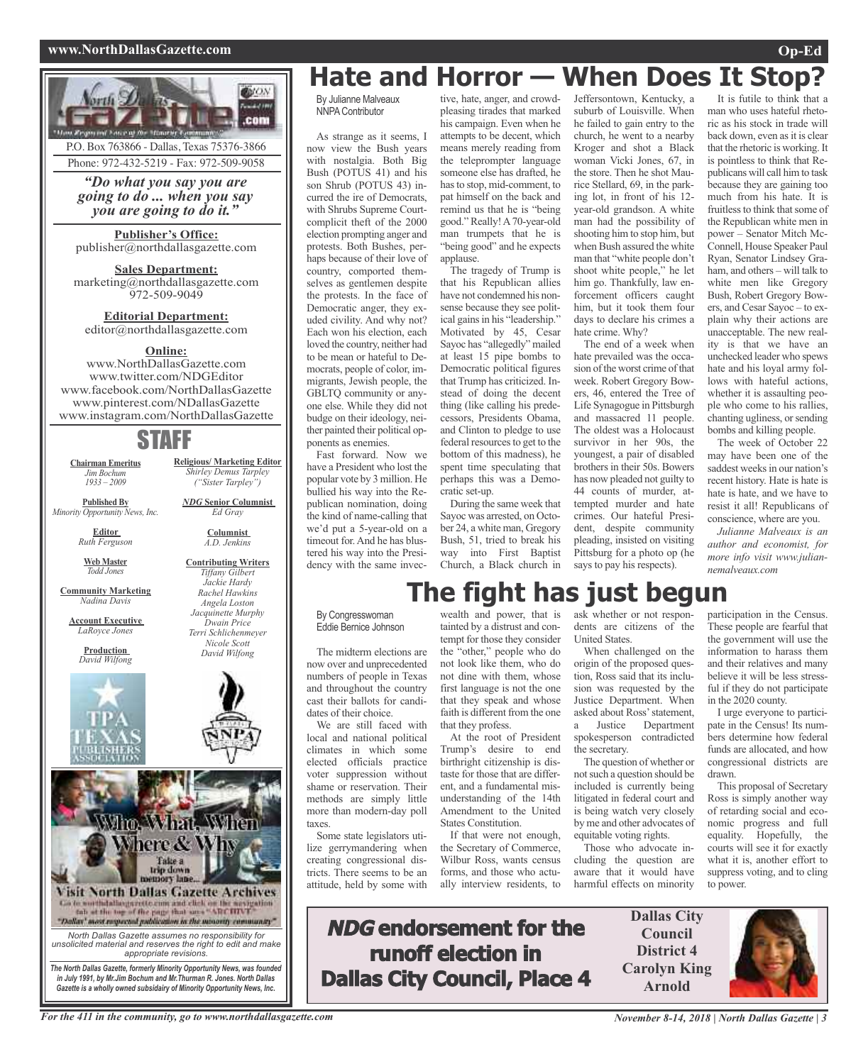P.O. Box 763866 - Dallas, Texas 75376-3866
Phone: 972-432-5219 - Fax: 972-509-9058

***"Do what you say you are going to do ... when you say you are going to do it."***

**Publisher's Office:**
publisher@northdallasgazette.com

**Sales Department:**
marketing@northdallasgazette.com
972-509-9049

**Editorial Department:**
editor@northdallasgazette.com

**Online:**
www.NorthDallasGazette.com
www.twitter.com/NDGEditor
www.facebook.com/NorthDallasGazette
www.pinterest.com/NDallasGazette
www.instagram.com/NorthDallasGazette

## STAFF

**Chairman Emeritus**
*Jim Bochum*
*1933 – 2009*

**Published By**
*Minority Opportunity News, Inc.*

**Editor**
*Ruth Ferguson*

**Web Master**
*Todd Jones*

**Community Marketing**
*Nadina Davis*

**Account Executive**
*LaRoyce Jones*

**Production**
*David Wilfong*

**Religious/ Marketing Editor**
*Shirley Demus Tarpley*
*("Sister Tarpley")*

***NDG* Senior Columnist**
*Ed Gray*

**Columnist**
*A.D. Jenkins*

**Contributing Writers**
*Tiffany Gilbert*
*Jackie Hardy*
*Rachel Hawkins*
*Angela Loston*
*Jacquinette Murphy*
*Dwain Price*
*Terri Schlichenmeyer*
*Nicole Scott*
*David Wilfong*

Who, What, When Where & Why
Take a trip down memory lane...
Visit North Dallas Gazette Archives
Go to northdallasgazette.com and click on the navigation tab at the top of the page that says "ARCHIVE"
"Dallas' most respected publication in the minority community"

*North Dallas Gazette assumes no responsibility for unsolicited material and reserves the right to edit and make appropriate revisions.*

***The North Dallas Gazette, formerly Minority Opportunity News, was founded in July 1991, by Mr.Jim Bochum and Mr.Thurman R. Jones. North Dallas Gazette is a wholly owned subsidairy of Minority Opportunity News, Inc.***

# Hate and Horror — When Does It Stop?

By Julianne Malveaux
NNPA Contributor

As strange as it seems, I now view the Bush years with nostalgia. Both Big Bush (POTUS 41) and his son Shrub (POTUS 43) incurred the ire of Democrats, with Shrubs Supreme Court-complicit theft of the 2000 election prompting anger and protests. Both Bushes, perhaps because of their love of country, comported themselves as gentlemen despite the protests. In the face of Democratic anger, they exuded civility. And why not? Each won his election, each loved the country, neither had to be mean or hateful to Democrats, people of color, immigrants, Jewish people, the GBLTQ community or anyone else. While they did not budge on their ideology, neither painted their political opponents as enemies.

Fast forward. Now we have a President who lost the popular vote by 3 million. He bullied his way into the Republican nomination, doing the kind of name-calling that we'd put a 5-year-old on a timeout for. And he has blustered his way into the Presidency with the same invective, hate, anger, and crowd-pleasing tirades that marked his campaign. Even when he attempts to be decent, which means merely reading from the teleprompter language someone else has drafted, he has to stop, mid-comment, to pat himself on the back and remind us that he is "being good." Really! A 70-year-old man trumpets that he is "being good" and he expects applause.

The tragedy of Trump is that his Republican allies have not condemned his nonsense because they see political gains in his "leadership." Motivated by 45, Cesar Sayoc has "allegedly" mailed at least 15 pipe bombs to Democratic political figures that Trump has criticized. Instead of doing the decent thing (like calling his predecessors, Presidents Obama, and Clinton to pledge to use federal resources to get to the bottom of this madness), he spent time speculating that perhaps this was a Democratic set-up.

During the same week that Sayoc was arrested, on October 24, a white man, Gregory Bush, 51, tried to break his way into First Baptist Church, a Black church in Jeffersontown, Kentucky, a suburb of Louisville. When he failed to gain entry to the church, he went to a nearby Kroger and shot a Black woman Vicki Jones, 67, in the store. Then he shot Maurice Stellard, 69, in the parking lot, in front of his 12-year-old grandson. A white man had the possibility of shooting him to stop him, but when Bush assured the white man that "white people don't shoot white people," he let him go. Thankfully, law enforcement officers caught him, but it took them four days to declare his crimes a hate crime. Why?

The end of a week when hate prevailed was the occasion of the worst crime of that week. Robert Gregory Bowers, 46, entered the Tree of Life Synagogue in Pittsburgh and massacred 11 people. The oldest was a Holocaust survivor in her 90s, the youngest, a pair of disabled brothers in their 50s. Bowers has now pleaded not guilty to 44 counts of murder, attempted murder and hate crimes. Our hateful President, despite community pleading, insisted on visiting Pittsburg for a photo op (he says to pay his respects).

It is futile to think that a man who uses hateful rhetoric as his stock in trade will back down, even as it is clear that the rhetoric is working. It is pointless to think that Republicans will call him to task because they are gaining too much from his hate. It is fruitless to think that some of the Republican white men in power – Senator Mitch McConnell, House Speaker Paul Ryan, Senator Lindsey Graham, and others – will talk to white men like Gregory Bush, Robert Gregory Bowers, and Cesar Sayoc – to explain why their actions are unacceptable. The new reality is that we have an unchecked leader who spews hate and his loyal army follows with hateful actions, whether it is assaulting people who come to his rallies, chanting ugliness, or sending bombs and killing people.

The week of October 22 may have been one of the saddest weeks in our nation's recent history. Hate is hate is hate is hate, and we have to resist it all! Republicans of conscience, where are you.

*Julianne Malveaux is an author and economist, for more info visit www.juliannemalveaux.com*

# The fight has just begun

By Congresswoman
Eddie Bernice Johnson

The midterm elections are now over and unprecedented numbers of people in Texas and throughout the country cast their ballots for candidates of their choice.

We are still faced with local and national political climates in which some elected officials practice voter suppression without shame or reservation. Their methods are simply little more than modern-day poll taxes.

Some state legislators utilize gerrymandering when creating congressional districts. There seems to be an attitude, held by some with wealth and power, that is tainted by a distrust and contempt for those they consider the "other," people who do not look like them, who do not dine with them, whose first language is not the one that they speak and whose faith is different from the one that they profess.

At the root of President Trump's desire to end birthright citizenship is distaste for those that are different, and a fundamental misunderstanding of the 14th Amendment to the United States Constitution.

If that were not enough, the Secretary of Commerce, Wilbur Ross, wants census forms, and those who actually interview residents, to ask whether or not respondents are citizens of the United States.

When challenged on the origin of the proposed question, Ross said that its inclusion was requested by the Justice Department. When asked about Ross' statement, a Justice Department spokesperson contradicted the secretary.

The question of whether or not such a question should be included is currently being litigated in federal court and is being watch very closely by me and other advocates of equitable voting rights.

Those who advocate including the question are aware that it would have harmful effects on minority participation in the Census. These people are fearful that the government will use the information to harass them and their relatives and many believe it will be less stressful if they do not participate in the 2020 county.

I urge everyone to participate in the Census! Its numbers determine how federal funds are allocated, and how congressional districts are drawn.

This proposal of Secretary Ross is simply another way of retarding social and economic progress and full equality. Hopefully, the courts will see it for exactly what it is, another effort to suppress voting, and to cling to power.

## *NDG* endorsement for the runoff election in Dallas City Council, Place 4

**Dallas City Council District 4**
**Carolyn King Arnold**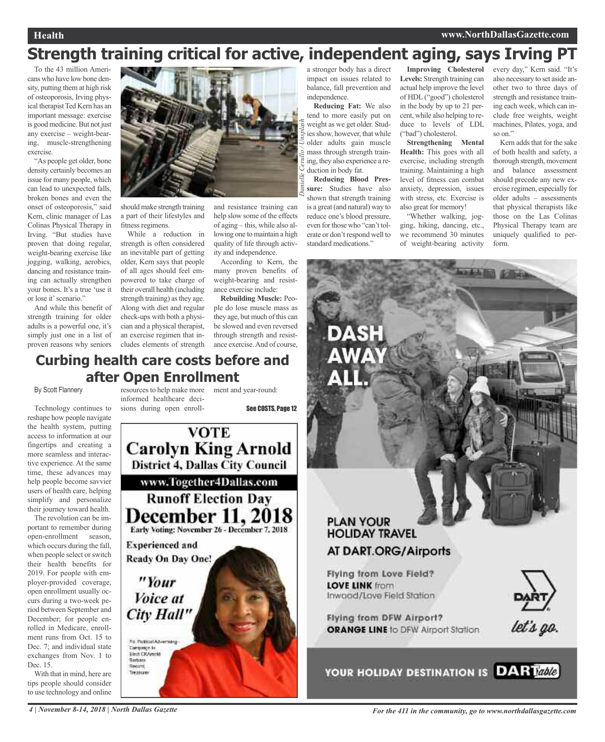# Strength training critical for active, independent aging, says Irving PT

To the 43 million Americans who have low bone density, putting them at high risk of osteoporosis, Irving physical therapist Ted Kern has an important message: exercise is good medicine. But not just any exercise – weight-bearing, muscle-strengthening exercise.

"As people get older, bone density certainly becomes an issue for many people, which can lead to unexpected falls, broken bones and even the onset of osteoporosis," said Kern, clinic manager of Las Colinas Physical Therapy in Irving. "But studies have proven that doing regular, weight-bearing exercise like jogging, walking, aerobics, dancing and resistance training can actually strengthen your bones. It's a true 'use it or lose it' scenario."

And while this benefit of strength training for older adults is a powerful one, it's simply just one in a list of proven reasons why seniors should make strength training a part of their lifestyles and fitness regimens.

While a reduction in strength is often considered an inevitable part of getting older, Kern says that people of all ages should feel empowered to take charge of their overall health (including strength training) as they age. Along with diet and regular check-ups with both a physician and a physical therapist, an exercise regimen that includes elements of strength and resistance training can help slow some of the effects of aging – this, while also allowing one to maintain a high quality of life through activity and independence.

Danielle Cerullo / Unsplash

According to Kern, the many proven benefits of weight-bearing and resistance exercise include:

**Rebuilding Muscle:** People do lose muscle mass as they age, but much of this can be slowed and even reversed through strength and resistance exercise. And of course, a stronger body has a direct impact on issues related to balance, fall prevention and independence.

**Reducing Fat:** We also tend to more easily put on weight as we get older. Studies show, however, that while older adults gain muscle mass through strength training, they also experience a reduction in body fat.

**Reducing Blood Pressure:** Studies have also shown that strength training is a great (and natural) way to reduce one's blood pressure, even for those who "can't tolerate or don't respond well to standard medications."

**Improving Cholesterol Levels:** Strength training can actual help improve the level of HDL ("good") cholesterol in the body by up to 21 percent, while also helping to reduce to levels of LDL ("bad") cholesterol.

**Strengthening Mental Health:** This goes with all exercise, including strength training. Maintaining a high level of fitness can combat anxiety, depression, issues with stress, etc. Exercise is also great for memory!

"Whether walking, jogging, hiking, dancing, etc., we recommend 30 minutes of weight-bearing activity every day," Kern said. "It's also necessary to set aside another two to three days of strength and resistance training each week, which can include free weights, weight machines, Pilates, yoga, and so on."

Kern adds that for the sake of both health and safety, a thorough strength, movement and balance assessment should precede any new exercise regimen, especially for older adults – assessments that physical therapists like those on the Las Colinas Physical Therapy team are uniquely qualified to perform.

## Curbing health care costs before and after Open Enrollment

By Scott Flannery

Technology continues to reshape how people navigate the health system, putting access to information at our fingertips and creating a more seamless and interactive experience. At the same time, these advances may help people become savvier users of health care, helping simplify and personalize their journey toward health.

The revolution can be important to remember during open-enrollment season, which occurs during the fall, when people select or switch their health benefits for 2019. For people with employer-provided coverage, open enrollment usually occurs during a two-week period between September and December; for people enrolled in Medicare, enrollment runs from Oct. 15 to Dec. 7; and individual state exchanges from Nov. 1 to Dec. 15.

With that in mind, here are tips people should consider to use technology and online resources to help make more informed healthcare decisions during open enrollment and year-round:

See COSTS, Page 12

**VOTE**
**Carolyn King Arnold**
**District 4, Dallas City Council**
www.Together4Dallas.com
**Runoff Election Day**
**December 11, 2018**
Early Voting: November 26 - December 7, 2018

Experienced and Ready On Day One!

*"Your Voice at City Hall"*

Pd. Political Advertising - Campaign to Elect CKArnold Barbara Record, Treasurer

**DASH AWAY ALL.**

PLAN YOUR HOLIDAY TRAVEL AT DART.ORG/Airports

Flying from Love Field? **LOVE LINK** from Inwood/Love Field Station

Flying from DFW Airport? **ORANGE LINE** to DFW Airport Station

DART let's go.

YOUR HOLIDAY DESTINATION IS DARTable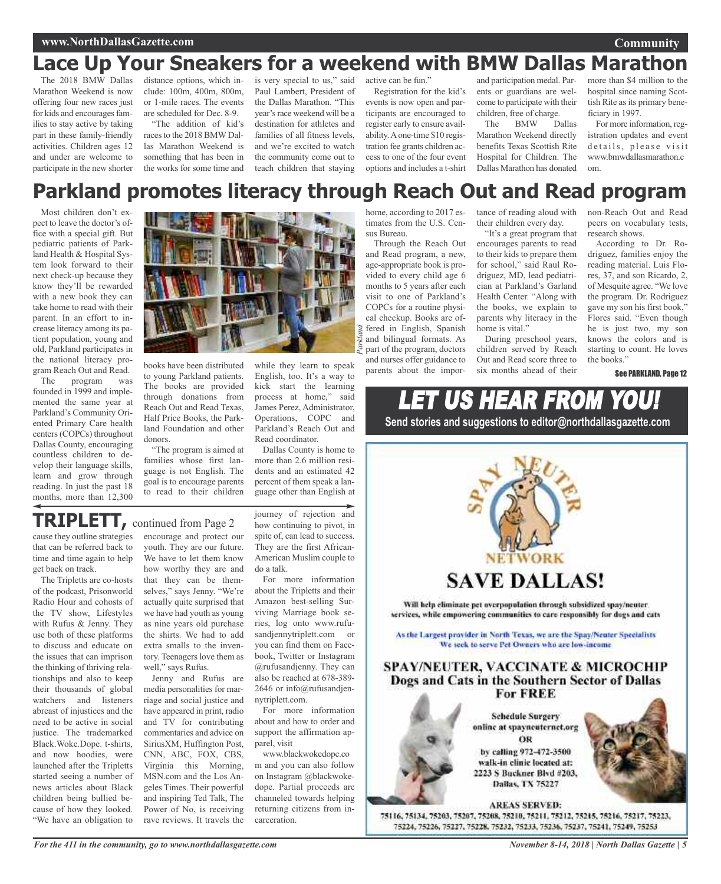# Lace Up Your Sneakers for a weekend with BMW Dallas Marathon

The 2018 BMW Dallas Marathon Weekend is now offering four new races just for kids and encourages families to stay active by taking part in these family-friendly activities. Children ages 12 and under are welcome to participate in the new shorter distance options, which include: 100m, 400m, 800m, or 1-mile races. The events are scheduled for Dec. 8-9.

"The addition of kid's races to the 2018 BMW Dallas Marathon Weekend is something that has been in the works for some time and is very special to us," said Paul Lambert, President of the Dallas Marathon. "This year's race weekend will be a destination for athletes and families of all fitness levels, and we're excited to watch the community come out to teach children that staying active can be fun."

Registration for the kid's events is now open and participants are encouraged to register early to ensure availability. A one-time $10 registration fee grants children access to one of the four event options and includes a t-shirt and participation medal. Parents or guardians are welcome to participate with their children, free of charge.

The BMW Dallas Marathon Weekend directly benefits Texas Scottish Rite Hospital for Children. The Dallas Marathon has donated more than $4 million to the hospital since naming Scottish Rite as its primary beneficiary in 1997.

For more information, registration updates and event details, please visit www.bmwdallasmarathon.com.

# Parkland promotes literacy through Reach Out and Read program

Most children don't expect to leave the doctor's office with a special gift. But pediatric patients of Parkland Health & Hospital System look forward to their next check-up because they know they'll be rewarded with a new book they can take home to read with their parent. In an effort to increase literacy among its patient population, young and old, Parkland participates in the national literacy program Reach Out and Read.

The program was founded in 1999 and implemented the same year at Parkland's Community Oriented Primary Care health centers (COPCs) throughout Dallas County, encouraging countless children to develop their language skills, learn and grow through reading. In just the past 18 months, more than 12,300 books have been distributed to young Parkland patients. The books are provided through donations from Reach Out and Read Texas, Half Price Books, the Parkland Foundation and other donors.

"The program is aimed at families whose first language is not English. The goal is to encourage parents to read to their children while they learn to speak English, too. It's a way to kick start the learning process at home," said James Perez, Administrator, Operations, COPC and Parkland's Reach Out and Read coordinator.

Dallas County is home to more than 2.6 million residents and an estimated 42 percent of them speak a language other than English at home, according to 2017 estimates from the U.S. Census Bureau.

Through the Reach Out and Read program, a new, age-appropriate book is provided to every child age 6 months to 5 years after each visit to one of Parkland's COPCs for a routine physical checkup. Books are offered in English, Spanish and bilingual formats. As part of the program, doctors and nurses offer guidance to parents about the importance of reading aloud with their children every day.

"It's a great program that encourages parents to read to their kids to prepare them for school," said Raul Rodriguez, MD, lead pediatrician at Parkland's Garland Health Center. "Along with the books, we explain to parents why literacy in the home is vital."

During preschool years, children served by Reach Out and Read score three to six months ahead of their non-Reach Out and Read peers on vocabulary tests, research shows.

According to Dr. Rodriguez, families enjoy the reading material. Luis Flores, 37, and son Ricardo, 2, of Mesquite agree. "We love the program. Dr. Rodriguez gave my son his first book," Flores said. "Even though he is just two, my son knows the colors and is starting to count. He loves the books."

See PARKLAND, Page 12

# TRIPLETT, continued from Page 2

cause they outline strategies that can be referred back to time and time again to help get back on track.

The Tripletts are co-hosts of the podcast, Prisonworld Radio Hour and cohosts of the TV show, Lifestyles with Rufus & Jenny. They use both of these platforms to discuss and educate on the issues that can imprison the thinking of thriving relationships and also to keep their thousands of global watchers and listeners abreast of injustices and the need to be active in social justice. The trademarked Black.Woke.Dope. t-shirts, and now hoodies, were launched after the Tripletts started seeing a number of news articles about Black children being bullied because of how they looked. "We have an obligation to encourage and protect our youth. They are our future. We have to let them know how worthy they are and that they can be themselves," says Jenny. "We're actually quite surprised that we have had youth as young as nine years old purchase the shirts. We had to add extra smalls to the inventory. Teenagers love them as well," says Rufus.

Jenny and Rufus are media personalities for marriage and social justice and have appeared in print, radio and TV for contributing commentaries and advice on SiriusXM, Huffington Post, CNN, ABC, FOX, CBS, Virginia this Morning, MSN.com and the Los Angeles Times. Their powerful and inspiring Ted Talk, The Power of No, is receiving rave reviews. It travels the journey of rejection and how continuing to pivot, in spite of, can lead to success. They are the first African-American Muslim couple to do a talk.

For more information about the Tripletts and their Amazon best-selling Surviving Marriage book series, log onto www.rufusandjennytriplett.com or you can find them on Facebook, Twitter or Instagram @rufusandjenny. They can also be reached at 678-389-2646 or info@rufusandjennytriplett.com.

For more information about and how to order and support the affirmation apparel, visit www.blackwokedope.com and you can also follow on Instagram @blackwokedope. Partial proceeds are channeled towards helping returning citizens from incarceration.

## LET US HEAR FROM YOU!

Send stories and suggestions to editor@northdallasgazette.com

## SPAY NEUTER NETWORK

## SAVE DALLAS!

Will help eliminate pet overpopulation through subsidized spay/neuter services, while empowering communities to care responsibly for dogs and cats

As the Largest provider in North Texas, we are the Spay/Neuter Specialists. We seek to serve Pet Owners who are low-income

### SPAY/NEUTER, VACCINATE & MICROCHIP Dogs and Cats in the Southern Sector of Dallas For FREE

Schedule Surgery online at spayneuternet.org OR by calling 972-472-3500 walk-in clinic located at: 2223 S Buckner Blvd #203, Dallas, TX 75227

AREAS SERVED:
75116, 75134, 75203, 75207, 75208, 75210, 75211, 75212, 75215, 75216, 75217, 75223, 75224, 75226, 75227, 75228, 75232, 75233, 75236, 75237, 75241, 75249, 75253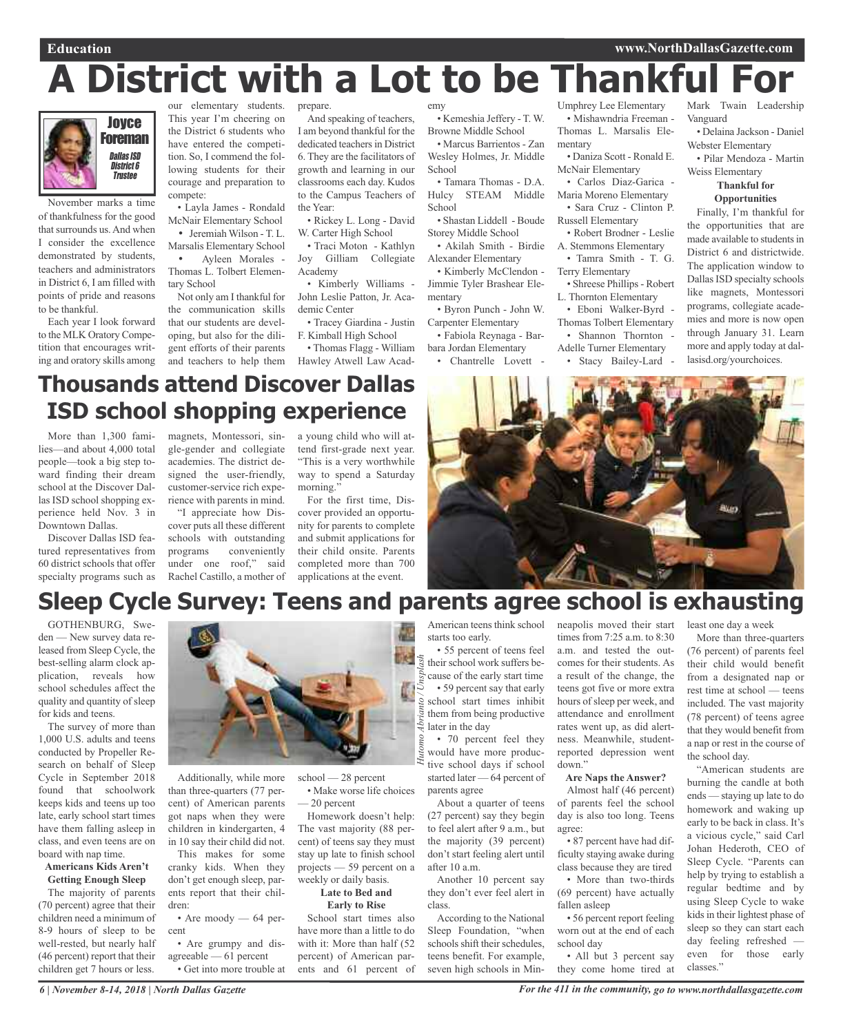# A District with a Lot to be Thankful For

**Joyce Foreman**
*Dallas ISD District 6 Trustee*

November marks a time of thankfulness for the good that surrounds us. And when I consider the excellence demonstrated by students, teachers and administrators in District 6, I am filled with points of pride and reasons to be thankful.

Each year I look forward to the MLK Oratory Competition that encourages writing and oratory skills among our elementary students. This year I'm cheering on the District 6 students who have entered the competition. So, I commend the following students for their courage and preparation to compete:

- Layla James - Rondald McNair Elementary School
- Jeremiah Wilson - T. L. Marsalis Elementary School
- Ayleen Morales - Thomas L. Tolbert Elementary School

Not only am I thankful for the communication skills that our students are developing, but also for the diligent efforts of their parents and teachers to help them prepare.

And speaking of teachers, I am beyond thankful for the dedicated teachers in District 6. They are the facilitators of growth and learning in our classrooms each day. Kudos to the Campus Teachers of the Year:

- Rickey L. Long - David W. Carter High School
- Traci Moton - Kathlyn Joy Gilliam Collegiate Academy
- Kimberly Williams - John Leslie Patton, Jr. Academic Center
- Tracey Giardina - Justin F. Kimball High School
- Thomas Flagg - William Hawley Atwell Law Academy
- Kemeshia Jeffery - T. W. Browne Middle School
- Marcus Barrientos - Zan Wesley Holmes, Jr. Middle School
- Tamara Thomas - D.A. Hulcy STEAM Middle School
- Shastan Liddell - Boude Storey Middle School
- Akilah Smith - Birdie Alexander Elementary
- Kimberly McClendon - Jimmie Tyler Brashear Elementary
- Byron Punch - John W. Carpenter Elementary
- Fabiola Reynaga - Barbara Jordan Elementary
- Chantrelle Lovett - Umphrey Lee Elementary
- Mishawndria Freeman - Thomas L. Marsalis Elementary
- Daniza Scott - Ronald E. McNair Elementary
- Carlos Diaz-Garica - Maria Moreno Elementary
- Sara Cruz - Clinton P. Russell Elementary
- Robert Brodner - Leslie A. Stemmons Elementary
- Tamra Smith - T. G. Terry Elementary
- Shreese Phillips - Robert L. Thornton Elementary
- Eboni Walker-Byrd - Thomas Tolbert Elementary
- Shannon Thornton - Adelle Turner Elementary
- Stacy Bailey-Lard - Mark Twain Leadership Vanguard
- Delaina Jackson - Daniel Webster Elementary
- Pilar Mendoza - Martin Weiss Elementary

**Thankful for Opportunities**

Finally, I'm thankful for the opportunities that are made available to students in District 6 and districtwide. The application window to Dallas ISD specialty schools like magnets, Montessori programs, collegiate academies and more is now open through January 31. Learn more and apply today at dallasisd.org/yourchoices.

# Thousands attend Discover Dallas ISD school shopping experience

More than 1,300 families—and about 4,000 total people—took a big step toward finding their dream school at the Discover Dallas ISD school shopping experience held Nov. 3 in Downtown Dallas.

Discover Dallas ISD featured representatives from 60 district schools that offer specialty programs such as magnets, Montessori, single-gender and collegiate academies. The district designed the user-friendly, customer-service rich experience with parents in mind.

"I appreciate how Discover puts all these different schools with outstanding programs conveniently under one roof," said Rachel Castillo, a mother of a young child who will attend first-grade next year. "This is a very worthwhile way to spend a Saturday morning."

For the first time, Discover provided an opportunity for parents to complete and submit applications for their child onsite. Parents completed more than 700 applications at the event.

# Sleep Cycle Survey: Teens and parents agree school is exhausting

GOTHENBURG, Sweden — New survey data released from Sleep Cycle, the best-selling alarm clock application, reveals how school schedules affect the quality and quantity of sleep for kids and teens.

The survey of more than 1,000 U.S. adults and teens conducted by Propeller Research on behalf of Sleep Cycle in September 2018 found that schoolwork keeps kids and teens up too late, early school start times have them falling asleep in class, and even teens are on board with nap time.

**Americans Kids Aren't Getting Enough Sleep**

The majority of parents (70 percent) agree that their children need a minimum of 8-9 hours of sleep to be well-rested, but nearly half (46 percent) report that their children get 7 hours or less.

*Hutomo Abrianto / Unsplash*

Additionally, while more than three-quarters (77 percent) of American parents got naps when they were children in kindergarten, 4 in 10 say their child did not.

This makes for some cranky kids. When they don't get enough sleep, parents report that their children:

- Are moody — 64 percent
- Are grumpy and disagreeable — 61 percent
- Get into more trouble at school — 28 percent
- Make worse life choices — 20 percent

Homework doesn't help: The vast majority (88 percent) of teens say they must stay up late to finish school projects — 59 percent on a weekly or daily basis.

**Late to Bed and Early to Rise**

School start times also have more than a little to do with it: More than half (52 percent) of American parents and 61 percent of American teens think school starts too early.

- 55 percent of teens feel their school work suffers because of the early start time
- 59 percent say that early school start times inhibit them from being productive later in the day
- 70 percent feel they would have more productive school days if school started later — 64 percent of parents agree

About a quarter of teens (27 percent) say they begin to feel alert after 9 a.m., but the majority (39 percent) don't start feeling alert until after 10 a.m.

Another 10 percent say they don't ever feel alert in class.

According to the National Sleep Foundation, "when schools shift their schedules, teens benefit. For example, seven high schools in Minneapolis moved their start times from 7:25 a.m. to 8:30 a.m. and tested the outcomes for their students. As a result of the change, the teens got five or more extra hours of sleep per week, and attendance and enrollment rates went up, as did alertness. Meanwhile, student-reported depression went down."

**Are Naps the Answer?**

Almost half (46 percent) of parents feel the school day is also too long. Teens agree:

- 87 percent have had difficulty staying awake during class because they are tired
- More than two-thirds (69 percent) have actually fallen asleep
- 56 percent report feeling worn out at the end of each school day
- All but 3 percent say they come home tired at least one day a week

More than three-quarters (76 percent) of parents feel their child would benefit from a designated nap or rest time at school — teens included. The vast majority (78 percent) of teens agree that they would benefit from a nap or rest in the course of the school day.

"American students are burning the candle at both ends — staying up late to do homework and waking up early to be back in class. It's a vicious cycle," said Carl Johan Hederoth, CEO of Sleep Cycle. "Parents can help by trying to establish a regular bedtime and by using Sleep Cycle to wake kids in their lightest phase of sleep so they can start each day feeling refreshed — even for those early classes."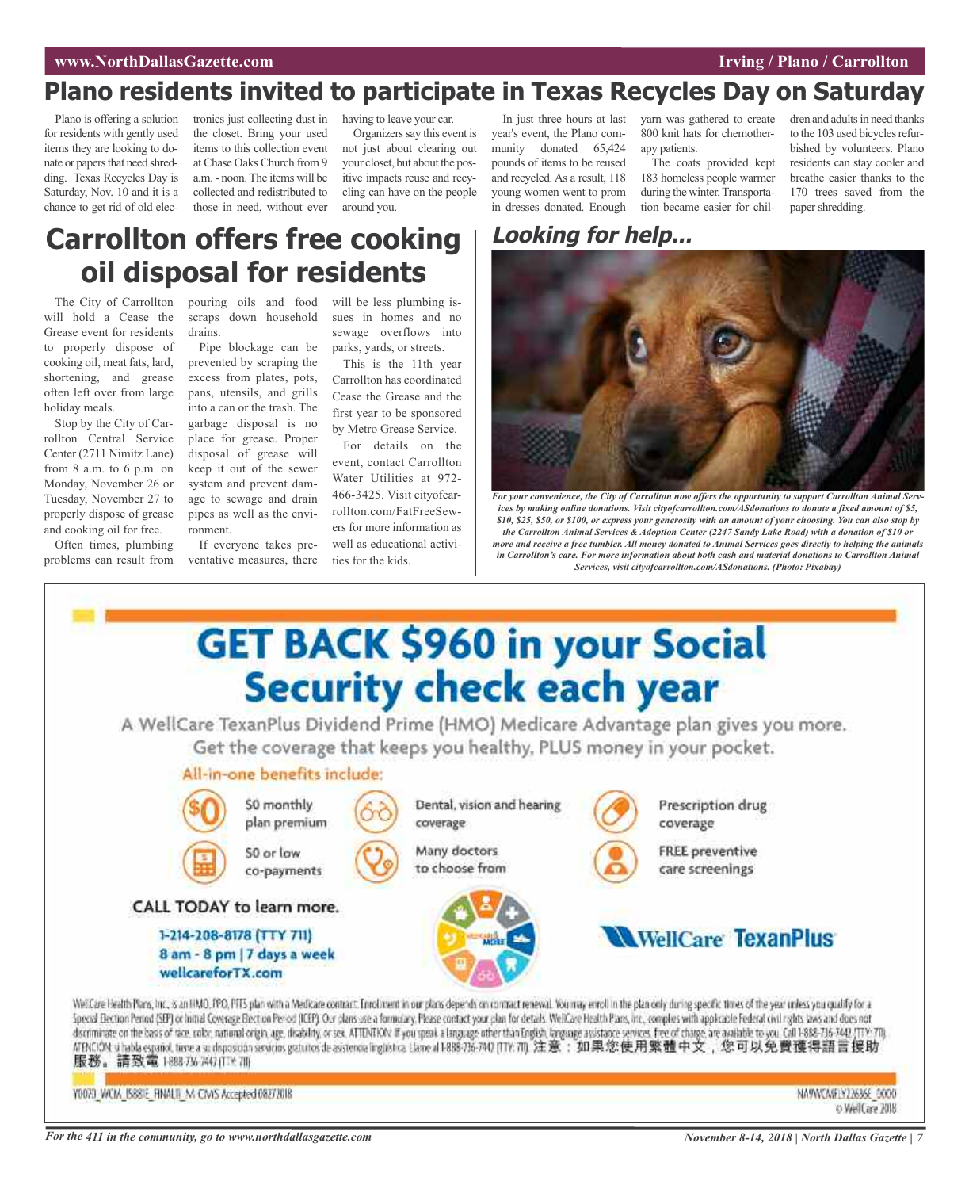# Plano residents invited to participate in Texas Recycles Day on Saturday

Plano is offering a solution for residents with gently used items they are looking to donate or papers that need shredding. Texas Recycles Day is Saturday, Nov. 10 and it is a chance to get rid of old electronics just collecting dust in the closet. Bring your used items to this collection event at Chase Oaks Church from 9 a.m. - noon. The items will be collected and redistributed to those in need, without ever having to leave your car.

Organizers say this event is not just about clearing out your closet, but about the positive impacts reuse and recycling can have on the people around you.

In just three hours at last year's event, the Plano community donated 65,424 pounds of items to be reused and recycled. As a result, 118 young women went to prom in dresses donated. Enough yarn was gathered to create 800 knit hats for chemotherapy patients.

The coats provided kept 183 homeless people warmer during the winter. Transportation became easier for children and adults in need thanks to the 103 used bicycles refurbished by volunteers. Plano residents can stay cooler and breathe easier thanks to the 170 trees saved from the paper shredding.

# Carrollton offers free cooking oil disposal for residents

The City of Carrollton will hold a Cease the Grease event for residents to properly dispose of cooking oil, meat fats, lard, shortening, and grease often left over from large holiday meals.

Stop by the City of Carrollton Central Service Center (2711 Nimitz Lane) from 8 a.m. to 6 p.m. on Monday, November 26 or Tuesday, November 27 to properly dispose of grease and cooking oil for free.

Often times, plumbing problems can result from pouring oils and food scraps down household drains.

Pipe blockage can be prevented by scraping the excess from plates, pots, pans, utensils, and grills into a can or the trash. The garbage disposal is no place for grease. Proper disposal of grease will keep it out of the sewer system and prevent damage to sewage and drain pipes as well as the environment.

If everyone takes preventative measures, there will be less plumbing issues in homes and no sewage overflows into parks, yards, or streets.

This is the 11th year Carrollton has coordinated Cease the Grease and the first year to be sponsored by Metro Grease Service.

For details on the event, contact Carrollton Water Utilities at 972-466-3425. Visit cityofcarrollton.com/FatFreeSewers for more information as well as educational activities for the kids.

## *Looking for help...*

*For your convenience, the City of Carrollton now offers the opportunity to support Carrollton Animal Services by making online donations. Visit cityofcarrollton.com/ASdonations to donate a fixed amount of $5, $10, $25, $50, or $100, or express your generosity with an amount of your choosing. You can also stop by the Carrollton Animal Services & Adoption Center (2247 Sandy Lake Road) with a donation of $10 or more and receive a free tumbler. All money donated to Animal Services goes directly to helping the animals in Carrollton's care. For more information about both cash and material donations to Carrollton Animal Services, visit cityofcarrollton.com/ASdonations. (Photo: Pixabay)*

# GET BACK $960 in your Social Security check each year

A WellCare TexanPlus Dividend Prime (HMO) Medicare Advantage plan gives you more. Get the coverage that keeps you healthy, PLUS money in your pocket.

**All-in-one benefits include:**

- $0 monthly plan premium
- $0 or low co-payments
- Dental, vision and hearing coverage
- Many doctors to choose from
- Prescription drug coverage
- FREE preventive care screenings

**CALL TODAY to learn more.**

**1-214-208-8178 (TTY 711)**
**8 am - 8 pm | 7 days a week**
**wellcareforTX.com**

WellCare TexanPlus

WellCare Health Plans, Inc., is an HMO, PPO, PFFS plan with a Medicare contract. Enrollment in our plans depends on contract renewal. You may enroll in the plan only during specific times of the year unless you qualify for a Special Election Period (SEP) or Initial Coverage Election Period (ICEP). Our plans use a formulary. Please contact your plan for details. WellCare Health Plans, Inc., complies with applicable Federal civil rights laws and does not discriminate on the basis of race, color, national origin, age, disability, or sex. ATTENTION: If you speak a language other than English, language assistance services, free of charge, are available to you. Call 1-888-736-7442 (TTY: 711). ATENCIÓN: si habla español, tiene a su disposición servicios gratuitos de asistencia lingüística. Llame al 1-888-736-7442 (TTY: 711). 注意：如果您使用繁體中文，您可以免費獲得語言援助服務。請致電 1-888-736-7442 (TTY: 711)

Y0070_WCM_15881E_FINAL_M CMS Accepted 08272018

NA9WCAIFLY22636E_0000
© WellCare 2018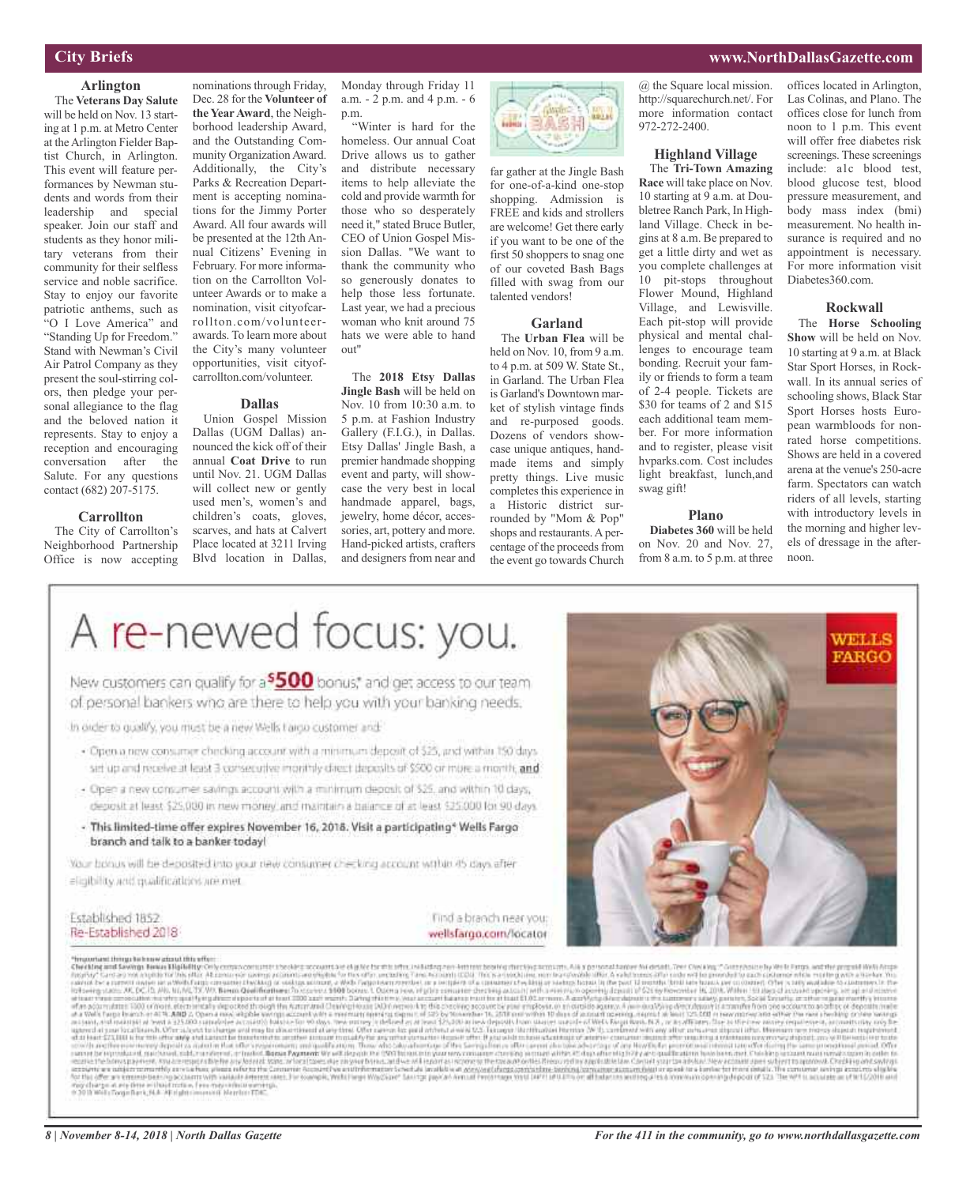## City Briefs

### Arlington

The **Veterans Day Salute** will be held on Nov. 13 starting at 1 p.m. at Metro Center at the Arlington Fielder Baptist Church, in Arlington. This event will feature performances by Newman students and words from their leadership and special speaker. Join our staff and students as they honor military veterans from their community for their selfless service and noble sacrifice. Stay to enjoy our favorite patriotic anthems, such as "O I Love America" and "Standing Up for Freedom." Stand with Newman's Civil Air Patrol Company as they present the soul-stirring colors, then pledge your personal allegiance to the flag and the beloved nation it represents. Stay to enjoy a reception and encouraging conversation after the Salute. For any questions contact (682) 207-5175.

### Carrollton

The City of Carrollton's Neighborhood Partnership Office is now accepting nominations through Friday, Dec. 28 for the **Volunteer of the Year Award**, the Neighborhood leadership Award, and the Outstanding Community Organization Award. Additionally, the City's Parks & Recreation Department is accepting nominations for the Jimmy Porter Award. All four awards will be presented at the 12th Annual Citizens' Evening in February. For more information on the Carrollton Volunteer Awards or to make a nomination, visit cityofcarrollton.com/volunteerawards. To learn more about the City's many volunteer opportunities, visit cityofcarrollton.com/volunteer.

### Dallas

Union Gospel Mission Dallas (UGM Dallas) announced the kick off of their annual **Coat Drive** to run until Nov. 21. UGM Dallas will collect new or gently used men's, women's and children's coats, gloves, scarves, and hats at Calvert Place located at 3211 Irving Blvd location in Dallas, Monday through Friday 11 a.m. - 2 p.m. and 4 p.m. - 6 p.m.

"Winter is hard for the homeless. Our annual Coat Drive allows us to gather and distribute necessary items to help alleviate the cold and provide warmth for those who so desperately need it," stated Bruce Butler, CEO of Union Gospel Mission Dallas. "We want to thank the community who so generously donates to help those less fortunate. Last year, we had a precious woman who knit around 75 hats we were able to hand out"

The **2018 Etsy Dallas Jingle Bash** will be held on Nov. 10 from 10:30 a.m. to 5 p.m. at Fashion Industry Gallery (F.I.G.), in Dallas. Etsy Dallas' Jingle Bash, a premier handmade shopping event and party, will showcase the very best in local handmade apparel, bags, jewelry, home décor, accessories, art, pottery and more. Hand-picked artists, crafters and designers from near and far gather at the Jingle Bash for one-of-a-kind one-stop shopping. Admission is FREE and kids and strollers are welcome! Get there early if you want to be one of the first 50 shoppers to snag one of our coveted Bash Bags filled with swag from our talented vendors!

### Garland

The **Urban Flea** will be held on Nov. 10, from 9 a.m. to 4 p.m. at 509 W. State St., in Garland. The Urban Flea is Garland's Downtown market of stylish vintage finds and re-purposed goods. Dozens of vendors showcase unique antiques, handmade items and simply pretty things. Live music completes this experience in a Historic district surrounded by "Mom & Pop" shops and restaurants. A percentage of the proceeds from the event go towards Church @ the Square local mission. http://squarechurch.net/. For more information contact 972-272-2400.

### Highland Village

The **Tri-Town Amazing Race** will take place on Nov. 10 starting at 9 a.m. at Doubletree Ranch Park, In Highland Village. Check in begins at 8 a.m. Be prepared to get a little dirty and wet as you complete challenges at 10 pit-stops throughout Flower Mound, Highland Village, and Lewisville. Each pit-stop will provide physical and mental challenges to encourage team bonding. Recruit your family or friends to form a team of 2-4 people. Tickets are $30 for teams of 2 and $15 each additional team member. For more information and to register, please visit hvparks.com. Cost includes light breakfast, lunch,and swag gift!

### Plano

**Diabetes 360** will be held on Nov. 20 and Nov. 27, from 8 a.m. to 5 p.m. at three offices located in Arlington, Las Colinas, and Plano. The offices close for lunch from noon to 1 p.m. This event will offer free diabetes risk screenings. These screenings include: a1c blood test, blood glucose test, blood pressure measurement, and body mass index (bmi) measurement. No health insurance is required and no appointment is necessary. For more information visit Diabetes360.com.

### Rockwall

The **Horse Schooling Show** will be held on Nov. 10 starting at 9 a.m. at Black Star Sport Horses, in Rockwall. In its annual series of schooling shows, Black Star Sport Horses hosts European warmbloods for nonrated horse competitions. Shows are held in a covered arena at the venue's 250-acre farm. Spectators can watch riders of all levels, starting with introductory levels in the morning and higher levels of dressage in the afternoon.

---

# A re-newed focus: you.

New customers can qualify for a **$500** bonus* and get access to our team of personal bankers who are there to help you with your banking needs.

In order to qualify, you must be a new Wells Fargo customer and:

- Open a new consumer checking account with a minimum deposit of $25, and within 150 days set up and receive at least 3 consecutive monthly direct deposits of $500 or more a month, **and**
- Open a new consumer savings account with a minimum deposit of $25, and within 10 days, deposit at least $25,000 in new money and maintain a balance of at least $25,000 for 90 days
- **This limited-time offer expires November 16, 2018. Visit a participating* Wells Fargo branch and talk to a banker today!**

Your bonus will be deposited into your new consumer checking account within 45 days after eligibility and qualifications are met.

Established 1852
Re-Established 2018

Find a branch near you:
wellsfargo.com/locator

WELLS FARGO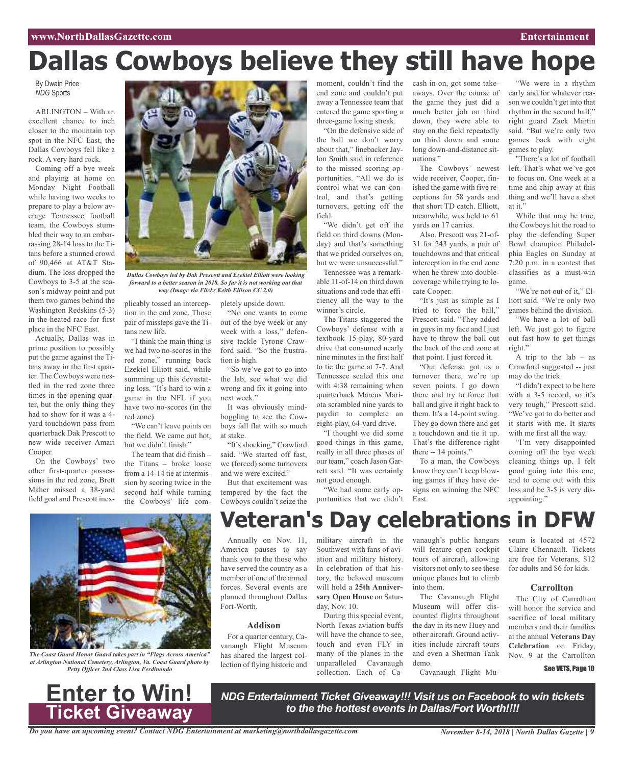# Dallas Cowboys believe they still have hope

By Dwain Price
*NDG* Sports

ARLINGTON – With an excellent chance to inch closer to the mountain top spot in the NFC East, the Dallas Cowboys fell like a rock. A very hard rock.

Coming off a bye week and playing at home on Monday Night Football while having two weeks to prepare to play a below average Tennessee football team, the Cowboys stumbled their way to an embarrassing 28-14 loss to the Titans before a stunned crowd of 90,466 at AT&T Stadium. The loss dropped the Cowboys to 3-5 at the season's midway point and put them two games behind the Washington Redskins (5-3) in the heated race for first place in the NFC East.

Actually, Dallas was in prime position to possibly put the game against the Titans away in the first quarter. The Cowboys were nestled in the red zone three times in the opening quarter, but the only thing they had to show for it was a 4-yard touchdown pass from quarterback Dak Prescott to new wide receiver Amari Cooper.

On the Cowboys' two other first-quarter possessions in the red zone, Brett Maher missed a 38-yard field goal and Prescott inexplicably tossed an interception in the end zone. Those pair of missteps gave the Titans new life.

*Dallas Cowboys led by Dak Prescott and Ezekiel Elliott were looking forward to a better season in 2018. So far it is not working out that way (Image via Flickr Keith Ellison CC 2.0)*

"I think the main thing is we had two no-scores in the red zone," running back Ezekiel Elliott said, while summing up this devastating loss. "It's hard to win a game in the NFL if you have two no-scores (in the red zone).

"We can't leave points on the field. We came out hot, but we didn't finish."

The team that did finish – the Titans – broke loose from a 14-14 tie at intermission by scoring twice in the second half while turning the Cowboys' life completely upside down.

"No one wants to come out of the bye week or any week with a loss," defensive tackle Tyrone Crawford said. "So the frustration is high.

"So we've got to go into the lab, see what we did wrong and fix it going into next week."

It was obviously mind-boggling to see the Cowboys fall flat with so much at stake.

"It's shocking," Crawford said. "We started off fast, we (forced) some turnovers and we were excited."

But that excitement was tempered by the fact the Cowboys couldn't seize the moment, couldn't find the end zone and couldn't put away a Tennessee team that entered the game sporting a three-game losing streak.

"On the defensive side of the ball we don't worry about that," linebacker Jaylon Smith said in reference to the missed scoring opportunities. "All we do is control what we can control, and that's getting turnovers, getting off the field.

"We didn't get off the field on third downs (Monday) and that's something that we prided ourselves on, but we were unsuccessful."

Tennessee was a remarkable 11-of-14 on third down situations and rode that efficiency all the way to the winner's circle.

The Titans staggered the Cowboys' defense with a textbook 15-play, 80-yard drive that consumed nearly nine minutes in the first half to tie the game at 7-7. And Tennessee sealed this one with 4:38 remaining when quarterback Marcus Mariota scrambled nine yards to paydirt to complete an eight-play, 64-yard drive.

"I thought we did some good things in this game, really in all three phases of our team," coach Jason Garrett said. "It was certainly not good enough.

"We had some early opportunities that we didn't cash in on, got some takeaways. Over the course of the game they just did a much better job on third down, they were able to stay on the field repeatedly on third down and some long down-and-distance situations."

The Cowboys' newest wide receiver, Cooper, finished the game with five receptions for 58 yards and that short TD catch. Elliott, meanwhile, was held to 61 yards on 17 carries.

Also, Prescott was 21-of-31 for 243 yards, a pair of touchdowns and that critical interception in the end zone when he threw into double-coverage while trying to locate Cooper.

"It's just as simple as I tried to force the ball," Prescott said. "They added in guys in my face and I just have to throw the ball out the back of the end zone at that point. I just forced it.

"Our defense got us a turnover there, we're up seven points. I go down there and try to force that ball and give it right back to them. It's a 14-point swing. They go down there and get a touchdown and tie it up. That's the difference right there -- 14 points."

To a man, the Cowboys know they can't keep blowing games if they have designs on winning the NFC East.

"We were in a rhythm early and for whatever reason we couldn't get into that rhythm in the second half," right guard Zack Martin said. "But we're only two games back with eight games to play.

"There's a lot of football left. That's what we've got to focus on. One week at a time and chip away at this thing and we'll have a shot at it."

While that may be true, the Cowboys hit the road to play the defending Super Bowl champion Philadelphia Eagles on Sunday at 7:20 p.m. in a contest that classifies as a must-win game.

"We're not out of it," Elliott said. "We're only two games behind the division.

"We have a lot of ball left. We just got to figure out fast how to get things right."

A trip to the lab – as Crawford suggested -- just may do the trick.

"I didn't expect to be here with a 3-5 record, so it's very tough," Prescott said. "We've got to do better and it starts with me. It starts with me first all the way.

"I'm very disappointed coming off the bye week cleaning things up. I felt good going into this one, and to come out with this loss and be 3-5 is very disappointing."

# Veteran's Day celebrations in DFW

*The Coast Guard Honor Guard takes part in "Flags Across America" at Arlington National Cemetery, Arlington, Va. Coast Guard photo by Petty Officer 2nd Class Lisa Ferdinando*

Annually on Nov. 11, America pauses to say thank you to the those who have served the country as a member of one of the armed forces. Several events are planned throughout Dallas Fort-Worth.

### Addison

For a quarter century, Cavanaugh Flight Museum has shared the largest collection of flying historic and military aircraft in the Southwest with fans of aviation and military history. In celebration of that history, the beloved museum will hold a **25th Anniversary Open House** on Saturday, Nov. 10.

During this special event, North Texas aviation buffs will have the chance to see, touch and even FLY in many of the planes in the unparalleled Cavanaugh collection. Each of Cavanaugh's public hangars will feature open cockpit tours of aircraft, allowing visitors not only to see these unique planes but to climb into them.

The Cavanaugh Flight Museum will offer discounted flights throughout the day in its new Huey and other aircraft. Ground activities include aircraft tours and even a Sherman Tank demo.

Cavanaugh Flight Museum is located at 4572 Claire Chennault. Tickets are free for Veterans, $12 for adults and $6 for kids.

### Carrollton

The City of Carrollton will honor the service and sacrifice of local military members and their families at the annual **Veterans Day Celebration** on Friday, Nov. 9 at the Carrollton

**See VETS, Page 10**

**Enter to Win! Ticket Giveaway**

***NDG Entertainment Ticket Giveaway!!! Visit us on Facebook to win tickets to the the hottest events in Dallas/Fort Worth!!!!***

*Do you have an upcoming event? Contact NDG Entertainment at marketing@northdallasgazette.com*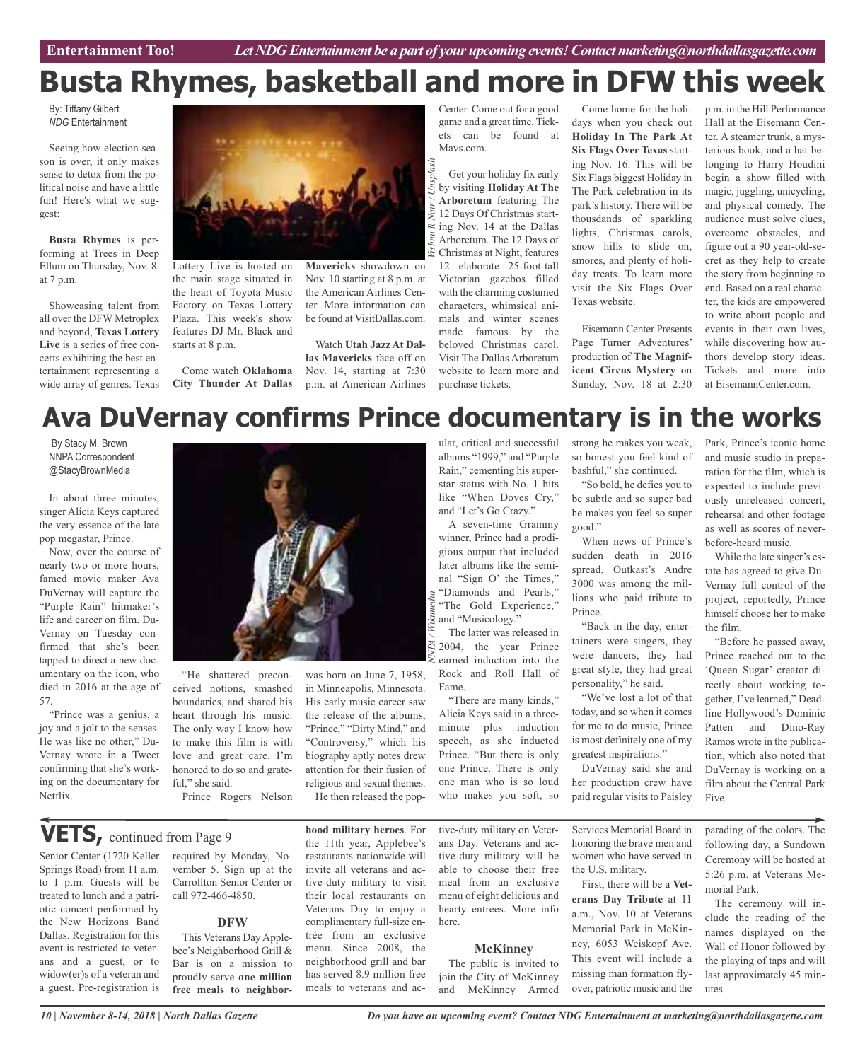Entertainment Too! *Let NDG Entertainment be a part of your upcoming events! Contact marketing@northdallasgazette.com*

# Busta Rhymes, basketball and more in DFW this week

By: Tiffany Gilbert
*NDG* Entertainment

Seeing how election season is over, it only makes sense to detox from the political noise and have a little fun! Here's what we suggest:

**Busta Rhymes** is performing at Trees in Deep Ellum on Thursday, Nov. 8. at 7 p.m.

Showcasing talent from all over the DFW Metroplex and beyond, **Texas Lottery Live** is a series of free concerts exhibiting the best entertainment representing a wide array of genres. Texas Lottery Live is hosted on the main stage situated in the heart of Toyota Music Factory on Texas Lottery Plaza. This week's show features DJ Mr. Black and starts at 8 p.m.

*Vishnu R Nair / Unsplash*

Come watch **Oklahoma City Thunder At Dallas Mavericks** showdown on Nov. 10 starting at 8 p.m. at the American Airlines Center. More information can be found at VisitDallas.com.

Watch **Utah Jazz At Dallas Mavericks** face off on Nov. 14, starting at 7:30 p.m. at American Airlines Center. Come out for a good game and a great time. Tickets can be found at Mavs.com.

Get your holiday fix early by visiting **Holiday At The Arboretum** featuring The 12 Days Of Christmas starting Nov. 14 at the Dallas Arboretum. The 12 Days of Christmas at Night, features 12 elaborate 25-foot-tall Victorian gazebos filled with the charming costumed characters, whimsical animals and winter scenes made famous by the beloved Christmas carol. Visit The Dallas Arboretum website to learn more and purchase tickets.

Come home for the holidays when you check out **Holiday In The Park At Six Flags Over Texas** starting Nov. 16. This will be Six Flags biggest Holiday in The Park celebration in its park's history. There will be thousdands of sparkling lights, Christmas carols, snow hills to slide on, smores, and plenty of holiday treats. To learn more visit the Six Flags Over Texas website.

Eisemann Center Presents Page Turner Adventures' production of **The Magnificent Circus Mystery** on Sunday, Nov. 18 at 2:30 p.m. in the Hill Performance Hall at the Eisemann Center. A steamer trunk, a mysterious book, and a hat belonging to Harry Houdini begin a show filled with magic, juggling, unicycling, and physical comedy. The audience must solve clues, overcome obstacles, and figure out a 90 year-old-secret as they help to create the story from beginning to end. Based on a real character, the kids are empowered to write about people and events in their own lives, while discovering how authors develop story ideas. Tickets and more info at EisemannCenter.com.

# Ava DuVernay confirms Prince documentary is in the works

By Stacy M. Brown
NNPA Correspondent
@StacyBrownMedia

In about three minutes, singer Alicia Keys captured the very essence of the late pop megastar, Prince.

Now, over the course of nearly two or more hours, famed movie maker Ava DuVernay will capture the "Purple Rain" hitmaker's life and career on film. DuVernay on Tuesday confirmed that she's been tapped to direct a new documentary on the icon, who died in 2016 at the age of 57.

"Prince was a genius, a joy and a jolt to the senses. He was like no other," DuVernay wrote in a Tweet confirming that she's working on the documentary for Netflix.

*NNPA / Wikimedia*

"He shattered preconceived notions, smashed boundaries, and shared his heart through his music. The only way I know how to make this film is with love and great care. I'm honored to do so and grateful," she said.

Prince Rogers Nelson was born on June 7, 1958, in Minneapolis, Minnesota. His early music career saw the release of the albums, "Prince," "Dirty Mind," and "Controversy," which his biography aptly notes drew attention for their fusion of religious and sexual themes.

He then released the popular, critical and successful albums "1999," and "Purple Rain," cementing his superstar status with No. 1 hits like "When Doves Cry," and "Let's Go Crazy."

A seven-time Grammy winner, Prince had a prodigious output that included later albums like the seminal "Sign O' the Times," "Diamonds and Pearls," "The Gold Experience," and "Musicology."

The latter was released in 2004, the year Prince earned induction into the Rock and Roll Hall of Fame.

"There are many kinds," Alicia Keys said in a three-minute plus induction speech, as she inducted Prince. "But there is only one Prince. There is only one man who is so loud who makes you soft, so strong he makes you weak, so honest you feel kind of bashful," she continued.

"So bold, he defies you to be subtle and so super bad he makes you feel so super good."

When news of Prince's sudden death in 2016 spread, Outkast's Andre 3000 was among the millions who paid tribute to Prince.

"Back in the day, entertainers were singers, they were dancers, they had great style, they had great personality," he said.

"We've lost a lot of that today, and so when it comes for me to do music, Prince is most definitely one of my greatest inspirations."

DuVernay said she and her production crew have paid regular visits to Paisley Park, Prince's iconic home and music studio in preparation for the film, which is expected to include previously unreleased concert, rehearsal and other footage as well as scores of never-before-heard music.

While the late singer's estate has agreed to give DuVernay full control of the project, reportedly, Prince himself choose her to make the film.

"Before he passed away, Prince reached out to the 'Queen Sugar' creator directly about working together, I've learned," Deadline Hollywood's Dominic Patten and Dino-Ray Ramos wrote in the publication, which also noted that DuVernay is working on a film about the Central Park Five.

## VETS, continued from Page 9

Senior Center (1720 Keller Springs Road) from 11 a.m. to 1 p.m. Guests will be treated to lunch and a patriotic concert performed by the New Horizons Band Dallas. Registration for this event is restricted to veterans and a guest, or to widow(er)s of a veteran and a guest. Pre-registration is required by Monday, November 5. Sign up at the Carrollton Senior Center or call 972-466-4850.

### DFW

This Veterans Day Applebee's Neighborhood Grill & Bar is on a mission to proudly serve **one million free meals to neighborhood military heroes**. For the 11th year, Applebee's restaurants nationwide will invite all veterans and active-duty military to visit their local restaurants on Veterans Day to enjoy a complimentary full-size entrée from an exclusive menu. Since 2008, the neighborhood grill and bar has served 8.9 million free meals to veterans and active-duty military on Veterans Day. Veterans and active-duty military will be able to choose their free meal from an exclusive menu of eight delicious and hearty entrees. More info here.

### McKinney

The public is invited to join the City of McKinney and McKinney Armed Services Memorial Board in honoring the brave men and women who have served in the U.S. military.

First, there will be a **Veterans Day Tribute** at 11 a.m., Nov. 10 at Veterans Memorial Park in McKinney, 6053 Weiskopf Ave. This event will include a missing man formation flyover, patriotic music and the parading of the colors. The following day, a Sundown Ceremony will be hosted at 5:26 p.m. at Veterans Memorial Park.

The ceremony will include the reading of the names displayed on the Wall of Honor followed by the playing of taps and will last approximately 45 minutes.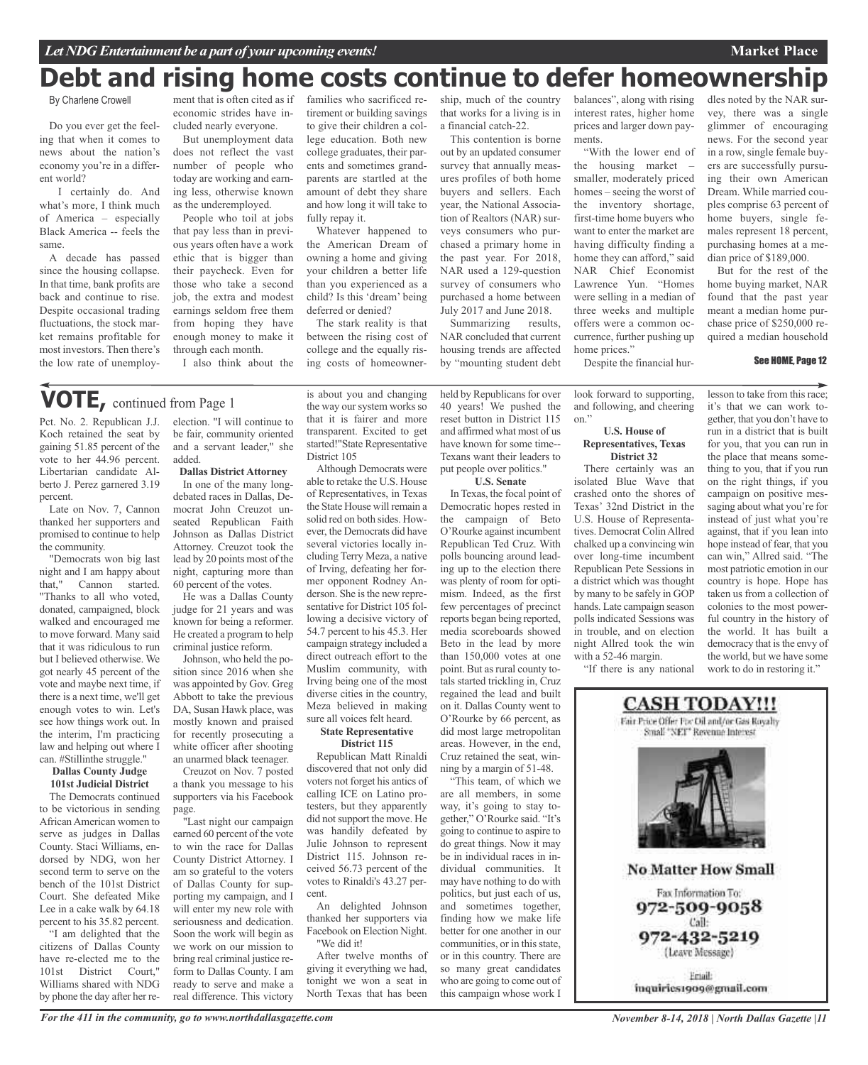# Debt and rising home costs continue to defer homeownership

By Charlene Crowell

Do you ever get the feeling that when it comes to news about the nation's economy you're in a different world?

I certainly do. And what's more, I think much of America – especially Black America -- feels the same.

A decade has passed since the housing collapse. In that time, bank profits are back and continue to rise. Despite occasional trading fluctuations, the stock market remains profitable for most investors. Then there's the low rate of unemployment that is often cited as if economic strides have included nearly everyone.

But unemployment data does not reflect the vast number of people who today are working and earning less, otherwise known as the underemployed.

People who toil at jobs that pay less than in previous years often have a work ethic that is bigger than their paycheck. Even for those who take a second job, the extra and modest earnings seldom free them from hoping they have enough money to make it through each month.

I also think about the families who sacrificed retirement or building savings to give their children a college education. Both new college graduates, their parents and sometimes grandparents are startled at the amount of debt they share and how long it will take to fully repay it.

Whatever happened to the American Dream of owning a home and giving your children a better life than you experienced as a child? Is this 'dream' being deferred or denied?

The stark reality is that between the rising cost of college and the equally rising costs of homeownership, much of the country that works for a living is in a financial catch-22.

This contention is borne out by an updated consumer survey that annually measures profiles of both home buyers and sellers. Each year, the National Association of Realtors (NAR) surveys consumers who purchased a primary home in the past year. For 2018, NAR used a 129-question survey of consumers who purchased a home between July 2017 and June 2018.

Summarizing results, NAR concluded that current housing trends are affected by "mounting student debt balances", along with rising interest rates, higher home prices and larger down payments.

"With the lower end of the housing market – smaller, moderately priced homes – seeing the worst of the inventory shortage, first-time home buyers who want to enter the market are having difficulty finding a home they can afford," said NAR Chief Economist Lawrence Yun. "Homes were selling in a median of three weeks and multiple offers were a common occurrence, further pushing up home prices."

Despite the financial hurdles noted by the NAR survey, there was a single glimmer of encouraging news. For the second year in a row, single female buyers are successfully pursuing their own American Dream. While married couples comprise 63 percent of home buyers, single females represent 18 percent, purchasing homes at a median price of $189,000.

But for the rest of the home buying market, NAR found that the past year meant a median home purchase price of $250,000 required a median household

See HOME, Page 12

## VOTE, continued from Page 1

Pct. No. 2. Republican J.J. Koch retained the seat by gaining 51.85 percent of the vote to her 44.96 percent. Libertarian candidate Alberto J. Perez garnered 3.19 percent.

Late on Nov. 7, Cannon thanked her supporters and promised to continue to help the community.

"Democrats won big last night and I am happy about that," Cannon started. "Thanks to all who voted, donated, campaigned, block walked and encouraged me to move forward. Many said that it was ridiculous to run but I believed otherwise. We got nearly 45 percent of the vote and maybe next time, if there is a next time, we'll get enough votes to win. Let's see how things work out. In the interim, I'm practicing law and helping out where I can. #Stillinthe struggle."

**Dallas County Judge 101st Judicial District**

The Democrats continued to be victorious in sending African American women to serve as judges in Dallas County. Staci Williams, endorsed by NDG, won her second term to serve on the bench of the 101st District Court. She defeated Mike Lee in a cake walk by 64.18 percent to his 35.82 percent.

"I am delighted that the citizens of Dallas County have re-elected me to the 101st District Court," Williams shared with NDG by phone the day after her re-election. "I will continue to be fair, community oriented and a servant leader," she added.

**Dallas District Attorney**

In one of the many long-debated races in Dallas, Democrat John Creuzot unseated Republican Faith Johnson as Dallas District Attorney. Creuzot took the lead by 20 points most of the night, capturing more than 60 percent of the votes.

He was a Dallas County judge for 21 years and was known for being a reformer. He created a program to help criminal justice reform.

Johnson, who held the position since 2016 when she was appointed by Gov. Greg Abbott to take the previous DA, Susan Hawk place, was mostly known and praised for recently prosecuting a white officer after shooting an unarmed black teenager.

Creuzot on Nov. 7 posted a thank you message to his supporters via his Facebook page.

"Last night our campaign earned 60 percent of the vote to win the race for Dallas County District Attorney. I am so grateful to the voters of Dallas County for supporting my campaign, and I will enter my new role with seriousness and dedication. Soon the work will begin as we work on our mission to bring real criminal justice reform to Dallas County. I am ready to serve and make a real difference. This victory is about you and changing the way our system works so that it is fairer and more transparent. Excited to get started!"State Representative District 105

Although Democrats were able to retake the U.S. House of Representatives, in Texas the State House will remain a solid red on both sides. However, the Democrats did have several victories locally including Terry Meza, a native of Irving, defeating her former opponent Rodney Anderson. She is the new representative for District 105 following a decisive victory of 54.7 percent to his 45.3. Her campaign strategy included a direct outreach effort to the Muslim community, with Irving being one of the most diverse cities in the country, Meza believed in making sure all voices felt heard.

**State Representative District 115**

Republican Matt Rinaldi discovered that not only did voters not forget his antics of calling ICE on Latino protesters, but they apparently did not support the move. He was handily defeated by Julie Johnson to represent District 115. Johnson received 56.73 percent of the votes to Rinaldi's 43.27 percent.

An delighted Johnson thanked her supporters via Facebook on Election Night.

"We did it!

After twelve months of giving it everything we had, tonight we won a seat in North Texas that has been held by Republicans for over 40 years! We pushed the reset button in District 115 and affirmed what most of us have known for some time--Texans want their leaders to put people over politics."

**U.S. Senate**

In Texas, the focal point of Democratic hopes rested in the campaign of Beto O'Rourke against incumbent Republican Ted Cruz. With polls bouncing around leading up to the election there was plenty of room for optimism. Indeed, as the first few percentages of precinct reports began being reported, media scoreboards showed Beto in the lead by more than 150,000 votes at one point. But as rural county totals started trickling in, Cruz regained the lead and built on it. Dallas County went to O'Rourke by 66 percent, as did most large metropolitan areas. However, in the end, Cruz retained the seat, winning by a margin of 51-48.

"This team, of which we are all members, in some way, it's going to stay together," O'Rourke said. "It's going to continue to aspire to do great things. Now it may be in individual races in individual communities. It may have nothing to do with politics, but just each of us, and sometimes together, finding how we make life better for one another in our communities, or in this state, or in this country. There are so many great candidates who are going to come out of this campaign whose work I look forward to supporting, and following, and cheering on."

**U.S. House of Representatives, Texas District 32**

There certainly was an isolated Blue Wave that crashed onto the shores of Texas' 32nd District in the U.S. House of Representatives. Democrat Colin Allred chalked up a convincing win over long-time incumbent Republican Pete Sessions in a district which was thought by many to be safely in GOP hands. Late campaign season polls indicated Sessions was in trouble, and on election night Allred took the win with a 52-46 margin.

"If there is any national lesson to take from this race; it's that we can work together, that you don't have to run in a district that is built for you, that you can run in the place that means something to you, that if you run on the right things, if you campaign on positive messaging about what you're for instead of just what you're against, that if you lean into hope instead of fear, that you can win," Allred said. "The most patriotic emotion in our country is hope. Hope has taken us from a collection of colonies to the most powerful country in the history of the world. It has built a democracy that is the envy of the world, but we have some work to do in restoring it."

**CASH TODAY!!!**

Fair Price Offer For Oil and/or Gas Royalty Small "NET" Revenue Interest

**No Matter How Small**

Fax Information To:
972-509-9058

Call:
972-432-5219
(Leave Message)

Email:
inquiries1909@gmail.com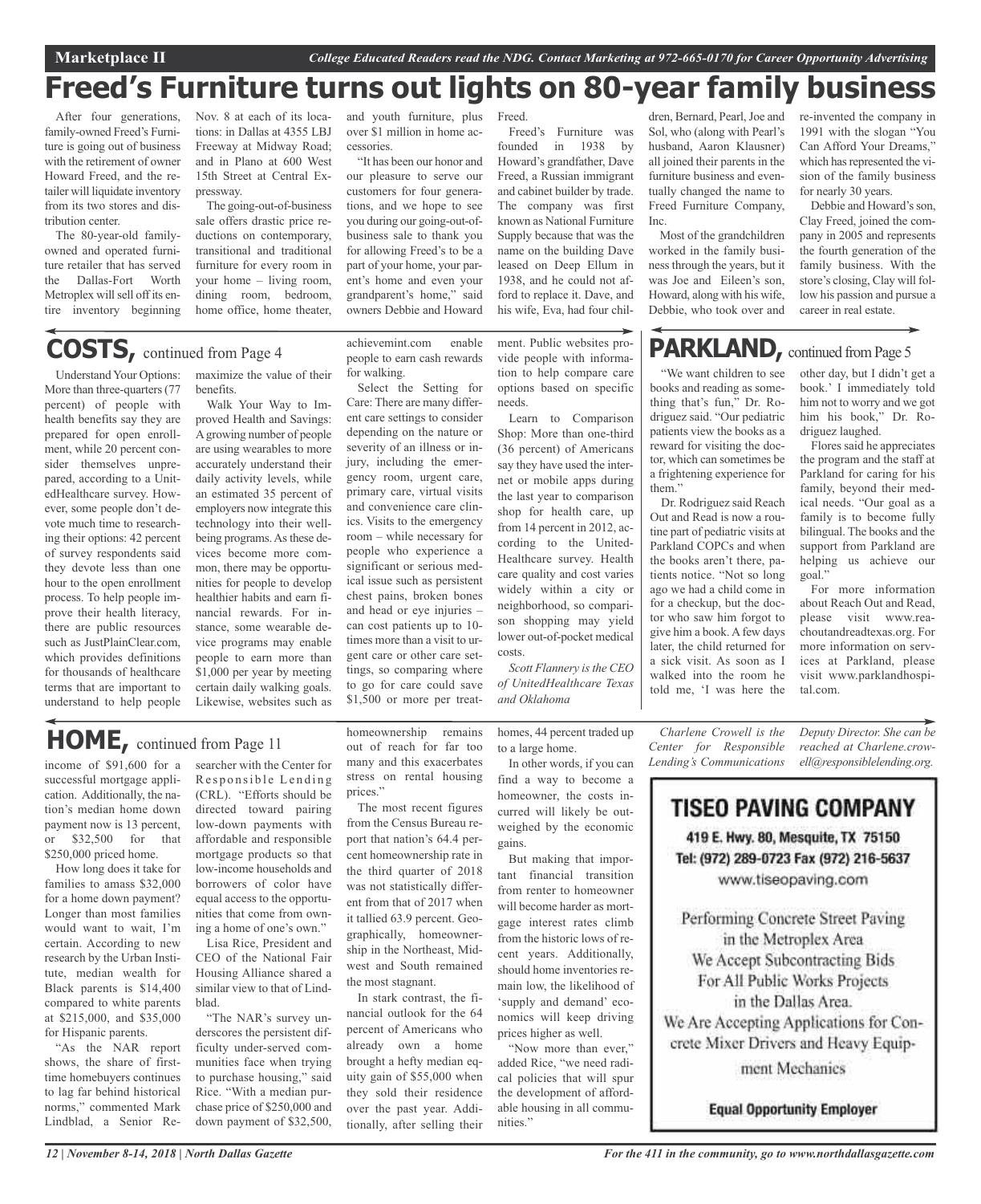# Freed's Furniture turns out lights on 80-year family business

After four generations, family-owned Freed's Furniture is going out of business with the retirement of owner Howard Freed, and the retailer will liquidate inventory from its two stores and distribution center.

The 80-year-old family-owned and operated furniture retailer that has served the Dallas-Fort Worth Metroplex will sell off its entire inventory beginning Nov. 8 at each of its locations: in Dallas at 4355 LBJ Freeway at Midway Road; and in Plano at 600 West 15th Street at Central Expressway.

The going-out-of-business sale offers drastic price reductions on contemporary, transitional and traditional furniture for every room in your home – living room, dining room, bedroom, home office, home theater, and youth furniture, plus over $1 million in home accessories.

"It has been our honor and our pleasure to serve our customers for four generations, and we hope to see you during our going-out-of-business sale to thank you for allowing Freed's to be a part of your home, your parent's home and even your grandparent's home," said owners Debbie and Howard Freed.

Freed's Furniture was founded in 1938 by Howard's grandfather, Dave Freed, a Russian immigrant and cabinet builder by trade. The company was first known as National Furniture Supply because that was the name on the building Dave leased on Deep Ellum in 1938, and he could not afford to replace it. Dave, and his wife, Eva, had four children, Bernard, Pearl, Joe and Sol, who (along with Pearl's husband, Aaron Klausner) all joined their parents in the furniture business and eventually changed the name to Freed Furniture Company, Inc.

Most of the grandchildren worked in the family business through the years, but it was Joe and Eileen's son, Howard, along with his wife, Debbie, who took over and re-invented the company in 1991 with the slogan "You Can Afford Your Dreams," which has represented the vision of the family business for nearly 30 years.

Debbie and Howard's son, Clay Freed, joined the company in 2005 and represents the fourth generation of the family business. With the store's closing, Clay will follow his passion and pursue a career in real estate.

## COSTS, continued from Page 4

Understand Your Options: More than three-quarters (77 percent) of people with health benefits say they are prepared for open enrollment, while 20 percent consider themselves unprepared, according to a UnitedHealthcare survey. However, some people don't devote much time to researching their options: 42 percent of survey respondents said they devote less than one hour to the open enrollment process. To help people improve their health literacy, there are public resources such as JustPlainClear.com, which provides definitions for thousands of healthcare terms that are important to understand to help people maximize the value of their benefits.

Walk Your Way to Improved Health and Savings: A growing number of people are using wearables to more accurately understand their daily activity levels, while an estimated 35 percent of employers now integrate this technology into their wellbeing programs. As these devices become more common, there may be opportunities for people to develop healthier habits and earn financial rewards. For instance, some wearable device programs may enable people to earn more than $1,000 per year by meeting certain daily walking goals. Likewise, websites such as achievemint.com enable people to earn cash rewards for walking.

Select the Setting for Care: There are many different care settings to consider depending on the nature or severity of an illness or injury, including the emergency room, urgent care, primary care, virtual visits and convenience care clinics. Visits to the emergency room – while necessary for people who experience a significant or serious medical issue such as persistent chest pains, broken bones and head or eye injuries – can cost patients up to 10-times more than a visit to urgent care or other care settings, so comparing where to go for care could save $1,500 or more per treatment. Public websites provide people with information to help compare care options based on specific needs.

Learn to Comparison Shop: More than one-third (36 percent) of Americans say they have used the internet or mobile apps during the last year to comparison shop for health care, up from 14 percent in 2012, according to the UnitedHealthcare survey. Health care quality and cost varies widely within a city or neighborhood, so comparison shopping may yield lower out-of-pocket medical costs.

*Scott Flannery is the CEO of UnitedHealthcare Texas and Oklahoma*

## PARKLAND, continued from Page 5

"We want children to see books and reading as something that's fun," Dr. Rodriguez said. "Our pediatric patients view the books as a reward for visiting the doctor, which can sometimes be a frightening experience for them."

Dr. Rodriguez said Reach Out and Read is now a routine part of pediatric visits at Parkland COPCs and when the books aren't there, patients notice. "Not so long ago we had a child come in for a checkup, but the doctor who saw him forgot to give him a book. A few days later, the child returned for a sick visit. As soon as I walked into the room he told me, 'I was here the other day, but I didn't get a book.' I immediately told him not to worry and we got him his book," Dr. Rodriguez laughed.

Flores said he appreciates the program and the staff at Parkland for caring for his family, beyond their medical needs. "Our goal as a family is to become fully bilingual. The books and the support from Parkland are helping us achieve our goal."

For more information about Reach Out and Read, please visit www.reachoutandreadtexas.org. For more information on services at Parkland, please visit www.parklandhospital.com.

## HOME, continued from Page 11

income of $91,600 for a successful mortgage application. Additionally, the nation's median home down payment now is 13 percent, or $32,500 for that $250,000 priced home.

How long does it take for families to amass $32,000 for a home down payment? Longer than most families would want to wait, I'm certain. According to new research by the Urban Institute, median wealth for Black parents is $14,400 compared to white parents at $215,000, and $35,000 for Hispanic parents.

"As the NAR report shows, the share of first-time homebuyers continues to lag far behind historical norms," commented Mark Lindblad, a Senior Researcher with the Center for Responsible Lending (CRL). "Efforts should be directed toward pairing low-down payments with affordable and responsible mortgage products so that low-income households and borrowers of color have equal access to the opportunities that come from owning a home of one's own."

Lisa Rice, President and CEO of the National Fair Housing Alliance shared a similar view to that of Lindblad.

"The NAR's survey underscores the persistent difficulty under-served communities face when trying to purchase housing," said Rice. "With a median purchase price of $250,000 and down payment of $32,500, homeownership remains out of reach for far too many and this exacerbates stress on rental housing prices."

The most recent figures from the Census Bureau report that nation's 64.4 percent homeownership rate in the third quarter of 2018 was not statistically different from that of 2017 when it tallied 63.9 percent. Geographically, homeownership in the Northeast, Midwest and South remained the most stagnant.

In stark contrast, the financial outlook for the 64 percent of Americans who already own a home brought a hefty median equity gain of $55,000 when they sold their residence over the past year. Additionally, after selling their homes, 44 percent traded up to a large home.

In other words, if you can find a way to become a homeowner, the costs incurred will likely be outweighed by the economic gains.

But making that important financial transition from renter to homeowner will become harder as mortgage interest rates climb from the historic lows of recent years. Additionally, should home inventories remain low, the likelihood of 'supply and demand' economics will keep driving prices higher as well.

"Now more than ever," added Rice, "we need radical policies that will spur the development of affordable housing in all communities."

*Charlene Crowell is the Center for Responsible Lending's Communications Deputy Director. She can be reached at Charlene.crowell@responsiblelending.org.*

**TISEO PAVING COMPANY**

419 E. Hwy. 80, Mesquite, TX 75150
Tel: (972) 289-0723 Fax (972) 216-5637
www.tiseopaving.com

Performing Concrete Street Paving in the Metroplex Area
We Accept Subcontracting Bids For All Public Works Projects in the Dallas Area.
We Are Accepting Applications for Concrete Mixer Drivers and Heavy Equipment Mechanics

**Equal Opportunity Employer**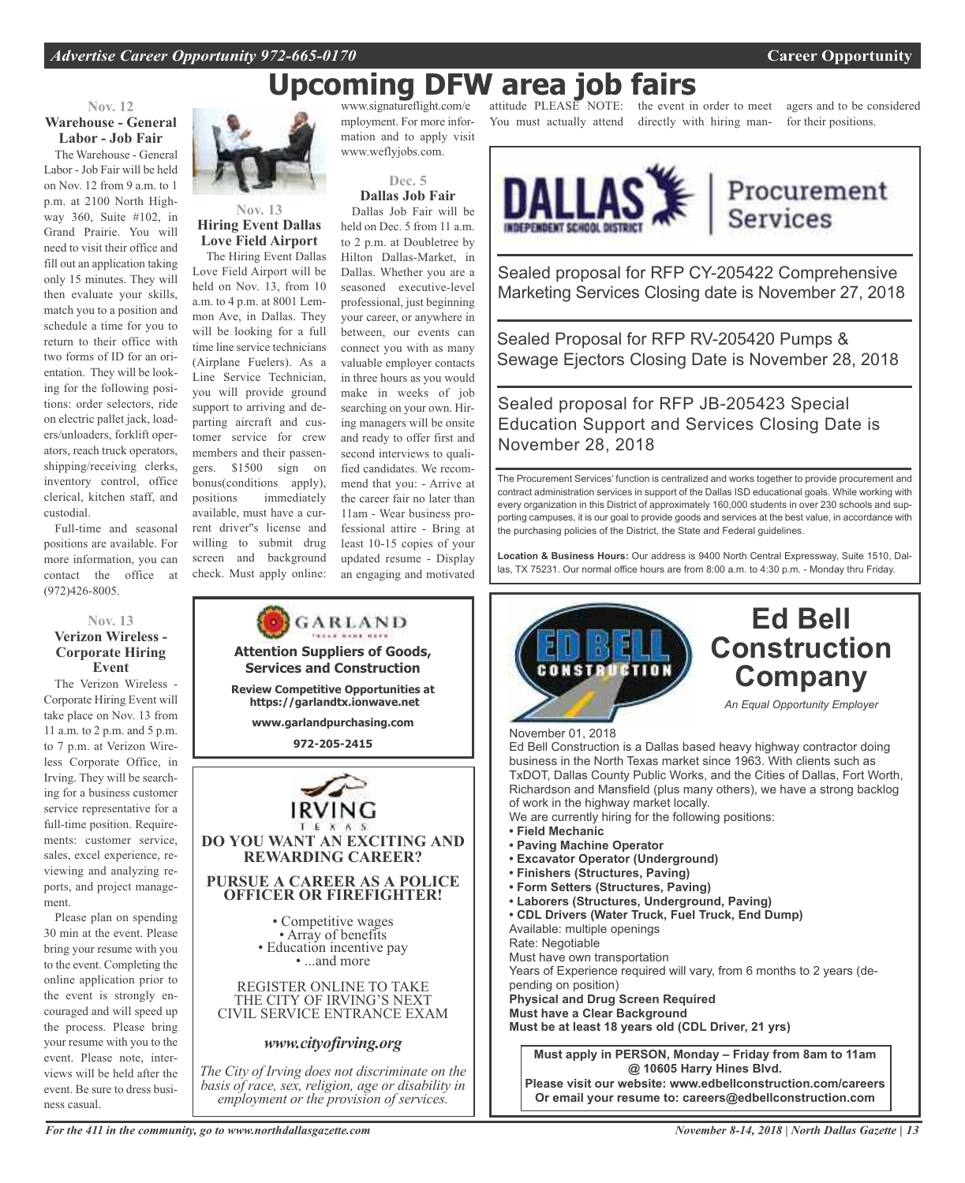# Upcoming DFW area job fairs

### Nov. 12
### Warehouse - General Labor - Job Fair

The Warehouse - General Labor - Job Fair will be held on Nov. 12 from 9 a.m. to 1 p.m. at 2100 North Highway 360, Suite #102, in Grand Prairie. You will need to visit their office and fill out an application taking only 15 minutes. They will then evaluate your skills, match you to a position and schedule a time for you to return to their office with two forms of ID for an orientation. They will be looking for the following positions: order selectors, ride on electric pallet jack, loaders/unloaders, forklift operators, reach truck operators, shipping/receiving clerks, inventory control, office clerical, kitchen staff, and custodial.

Full-time and seasonal positions are available. For more information, you can contact the office at (972)426-8005.

### Nov. 13
### Verizon Wireless - Corporate Hiring Event

The Verizon Wireless - Corporate Hiring Event will take place on Nov. 13 from 11 a.m. to 2 p.m. and 5 p.m. to 7 p.m. at Verizon Wireless Corporate Office, in Irving. They will be searching for a business customer service representative for a full-time position. Requirements: customer service, sales, excel experience, reviewing and analyzing reports, and project management.

Please plan on spending 30 min at the event. Please bring your resume with you to the event. Completing the online application prior to the event is strongly encouraged and will speed up the process. Please bring your resume with you to the event. Please note, interviews will be held after the event. Be sure to dress business casual.

### Nov. 13
### Hiring Event Dallas Love Field Airport

The Hiring Event Dallas Love Field Airport will be held on Nov. 13, from 10 a.m. to 4 p.m. at 8001 Lemmon Ave, in Dallas. They will be looking for a full time line service technicians (Airplane Fuelers). As a Line Service Technician, you will provide ground support to arriving and departing aircraft and customer service for crew members and their passengers. $1500 sign on bonus(conditions apply), positions immediately available, must have a current driver"s license and willing to submit drug screen and background check. Must apply online: www.signatureflight.com/employment. For more information and to apply visit www.weflyjobs.com.

### Dec. 5
### Dallas Job Fair

Dallas Job Fair will be held on Dec. 5 from 11 a.m. to 2 p.m. at Doubletree by Hilton Dallas-Market, in Dallas. Whether you are a seasoned executive-level professional, just beginning your career, or anywhere in between, our events can connect you with as many valuable employer contacts in three hours as you would make in weeks of job searching on your own. Hiring managers will be onsite and ready to offer first and second interviews to qualified candidates. We recommend that you: - Arrive at the career fair no later than 11am - Wear business professional attire - Bring at least 10-15 copies of your updated resume - Display an engaging and motivated attitude PLEASE NOTE: You must actually attend the event in order to meet directly with hiring managers and to be considered for their positions.

---

**DALLAS INDEPENDENT SCHOOL DISTRICT | Procurement Services**

Sealed proposal for RFP CY-205422 Comprehensive Marketing Services Closing date is November 27, 2018

Sealed Proposal for RFP RV-205420 Pumps & Sewage Ejectors Closing Date is November 28, 2018

Sealed proposal for RFP JB-205423 Special Education Support and Services Closing Date is November 28, 2018

The Procurement Services' function is centralized and works together to provide procurement and contract administration services in support of the Dallas ISD educational goals. While working with every organization in this District of approximately 160,000 students in over 230 schools and supporting campuses, it is our goal to provide goods and services at the best value, in accordance with the purchasing policies of the District, the State and Federal guidelines.

**Location & Business Hours:** Our address is 9400 North Central Expressway, Suite 1510, Dallas, TX 75231. Our normal office hours are from 8:00 a.m. to 4:30 p.m. - Monday thru Friday.

---

**GARLAND**

**Attention Suppliers of Goods, Services and Construction**

**Review Competitive Opportunities at https://garlandtx.ionwave.net**

**www.garlandpurchasing.com**

**972-205-2415**

---

**IRVING TEXAS**

**DO YOU WANT AN EXCITING AND REWARDING CAREER?**

**PURSUE A CAREER AS A POLICE OFFICER OR FIREFIGHTER!**

- Competitive wages
- Array of benefits
- Education incentive pay
- ...and more

REGISTER ONLINE TO TAKE THE CITY OF IRVING'S NEXT CIVIL SERVICE ENTRANCE EXAM

***www.cityofirving.org***

*The City of Irving does not discriminate on the basis of race, sex, religion, age or disability in employment or the provision of services.*

---

## Ed Bell Construction Company

*An Equal Opportunity Employer*

November 01, 2018

Ed Bell Construction is a Dallas based heavy highway contractor doing business in the North Texas market since 1963. With clients such as TxDOT, Dallas County Public Works, and the Cities of Dallas, Fort Worth, Richardson and Mansfield (plus many others), we have a strong backlog of work in the highway market locally.

We are currently hiring for the following positions:

- **Field Mechanic**
- **Paving Machine Operator**
- **Excavator Operator (Underground)**
- **Finishers (Structures, Paving)**
- **Form Setters (Structures, Paving)**
- **Laborers (Structures, Underground, Paving)**
- **CDL Drivers (Water Truck, Fuel Truck, End Dump)**

Available: multiple openings

Rate: Negotiable

Must have own transportation

Years of Experience required will vary, from 6 months to 2 years (depending on position)

**Physical and Drug Screen Required**

**Must have a Clear Background**

**Must be at least 18 years old (CDL Driver, 21 yrs)**

**Must apply in PERSON, Monday – Friday from 8am to 11am @ 10605 Harry Hines Blvd.**

**Please visit our website: www.edbellconstruction.com/careers**

**Or email your resume to: careers@edbellconstruction.com**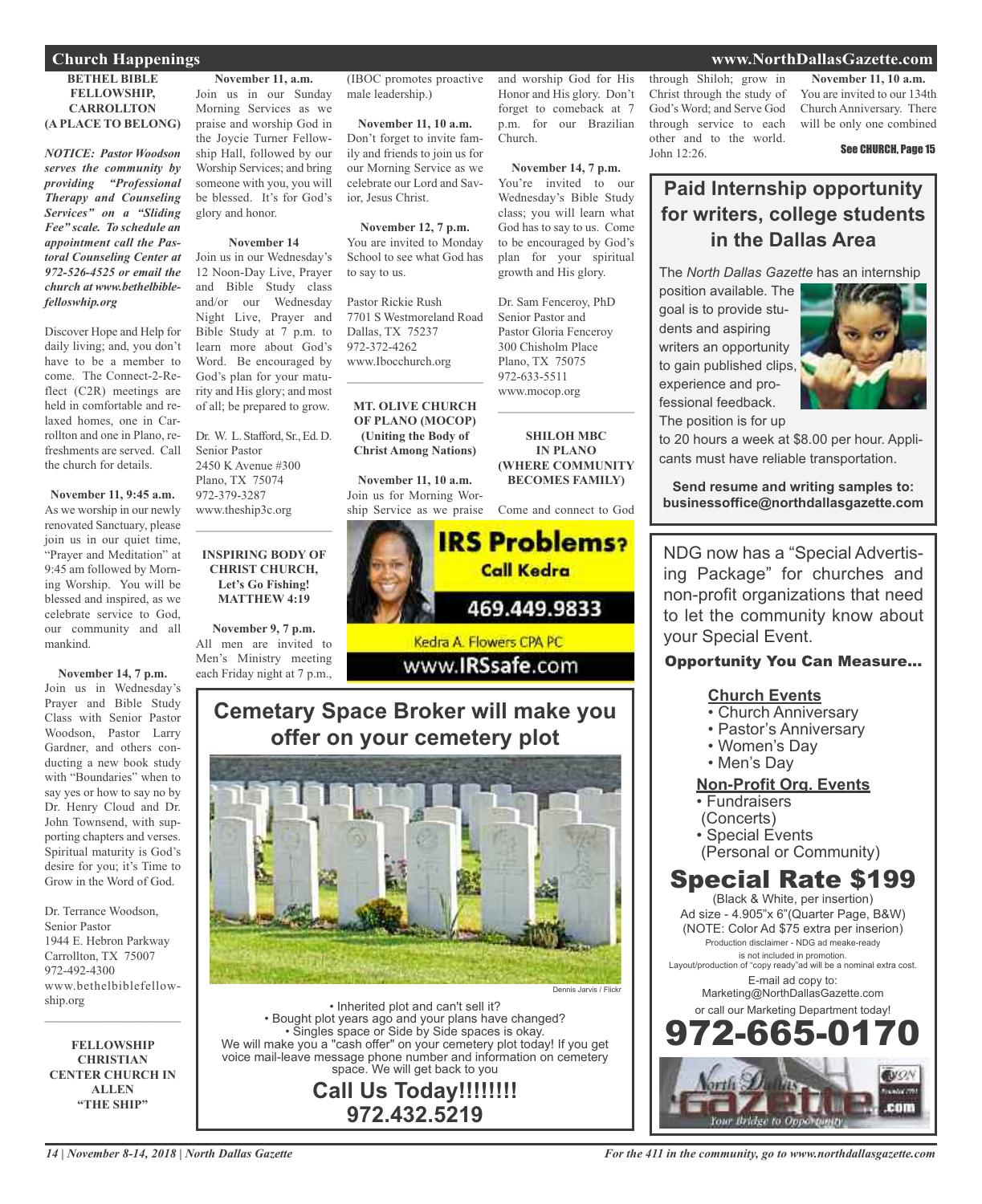## Church Happenings

**BETHEL BIBLE FELLOWSHIP, CARROLLTON (A PLACE TO BELONG)**

***NOTICE: Pastor Woodson serves the community by providing "Professional Therapy and Counseling Services" on a "Sliding Fee" scale. To schedule an appointment call the Pastoral Counseling Center at 972-526-4525 or email the church at www.bethelbiblefelloswhip.org***

Discover Hope and Help for daily living; and, you don't have to be a member to come. The Connect-2-Reflect (C2R) meetings are held in comfortable and relaxed homes, one in Carrollton and one in Plano, refreshments are served. Call the church for details.

**November 11, 9:45 a.m.**
As we worship in our newly renovated Sanctuary, please join us in our quiet time, "Prayer and Meditation" at 9:45 am followed by Morning Worship. You will be blessed and inspired, as we celebrate service to God, our community and all mankind.

**November 14, 7 p.m.**
Join us in Wednesday's Prayer and Bible Study Class with Senior Pastor Woodson, Pastor Larry Gardner, and others conducting a new book study with "Boundaries" when to say yes or how to say no by Dr. Henry Cloud and Dr. John Townsend, with supporting chapters and verses. Spiritual maturity is God's desire for you; it's Time to Grow in the Word of God.

Dr. Terrance Woodson,
Senior Pastor
1944 E. Hebron Parkway
Carrollton, TX 75007
972-492-4300
www.bethelbiblefellowship.org

---

**FELLOWSHIP CHRISTIAN CENTER CHURCH IN ALLEN "THE SHIP"**

**November 11, a.m.**
Join us in our Sunday Morning Services as we praise and worship God in the Joycie Turner Fellowship Hall, followed by our Worship Services; and bring someone with you, you will be blessed. It's for God's glory and honor.

**November 14**
Join us in our Wednesday's 12 Noon-Day Live, Prayer and Bible Study class and/or our Wednesday Night Live, Prayer and Bible Study at 7 p.m. to learn more about God's Word. Be encouraged by God's plan for your maturity and His glory; and most of all; be prepared to grow.

Dr. W. L. Stafford, Sr., Ed. D.
Senior Pastor
2450 K Avenue #300
Plano, TX 75074
972-379-3287
www.theship3c.org

---

**INSPIRING BODY OF CHRIST CHURCH, Let's Go Fishing! MATTHEW 4:19**

**November 9, 7 p.m.**
All men are invited to Men's Ministry meeting each Friday night at 7 p.m., (IBOC promotes proactive male leadership.)

**November 11, 10 a.m.**
Don't forget to invite family and friends to join us for our Morning Service as we celebrate our Lord and Savior, Jesus Christ.

**November 12, 7 p.m.**
You are invited to Monday School to see what God has to say to us.

Pastor Rickie Rush
7701 S Westmoreland Road
Dallas, TX 75237
972-372-4262
www.Ibocchurch.org

---

**MT. OLIVE CHURCH OF PLANO (MOCOP) (Uniting the Body of Christ Among Nations)**

**November 11, 10 a.m.**
Join us for Morning Worship Service as we praise and worship God for His Honor and His glory. Don't forget to comeback at 7 p.m. for our Brazilian Church.

**November 14, 7 p.m.**
You're invited to our Wednesday's Bible Study class; you will learn what God has to say to us. Come to be encouraged by God's plan for your spiritual growth and His glory.

Dr. Sam Fenceroy, PhD
Senior Pastor and
Pastor Gloria Fenceroy
300 Chisholm Place
Plano, TX 75075
972-633-5511
www.mocop.org

---

**SHILOH MBC IN PLANO (WHERE COMMUNITY BECOMES FAMILY)**

Come and connect to God through Shiloh; grow in Christ through the study of God's Word; and Serve God through service to each other and to the world. John 12:26.

**November 11, 10 a.m.**
You are invited to our 134th Church Anniversary. There will be only one combined

See CHURCH, Page 15

---

**IRS Problems? Call Kedra**
469.449.9833
Kedra A. Flowers CPA PC
www.IRSsafe.com

---

## Cemetary Space Broker will make you offer on your cemetery plot

Dennis Jarvis / Flickr

- Inherited plot and can't sell it?
- Bought plot years ago and your plans have changed?
- Singles space or Side by Side spaces is okay.

We will make you a "cash offer" on your cemetery plot today! If you get voice mail-leave message phone number and information on cemetery space. We will get back to you

**Call Us Today!!!!!!!!**
**972.432.5219**

---

## Paid Internship opportunity for writers, college students in the Dallas Area

The *North Dallas Gazette* has an internship position available. The goal is to provide students and aspiring writers an opportunity to gain published clips, experience and professional feedback. The position is for up to 20 hours a week at $8.00 per hour. Applicants must have reliable transportation.

**Send resume and writing samples to: businessoffice@northdallasgazette.com**

---

NDG now has a "Special Advertising Package" for churches and non-profit organizations that need to let the community know about your Special Event.

**Opportunity You Can Measure...**

**Church Events**
- Church Anniversary
- Pastor's Anniversary
- Women's Day
- Men's Day

**Non-Profit Org. Events**
- Fundraisers (Concerts)
- Special Events (Personal or Community)

## Special Rate $199

(Black & White, per insertion)
Ad size - 4.905"x 6"(Quarter Page, B&W)
(NOTE: Color Ad $75 extra per inserion)
Production disclaimer - NDG ad meake-ready is not included in promotion.
Layout/production of "copy ready"ad will be a nominal extra cost.
E-mail ad copy to:
Marketing@NorthDallasGazette.com
or call our Marketing Department today!

**972-665-0170**

North Dallas Gazette .com — Your Bridge to Opportunity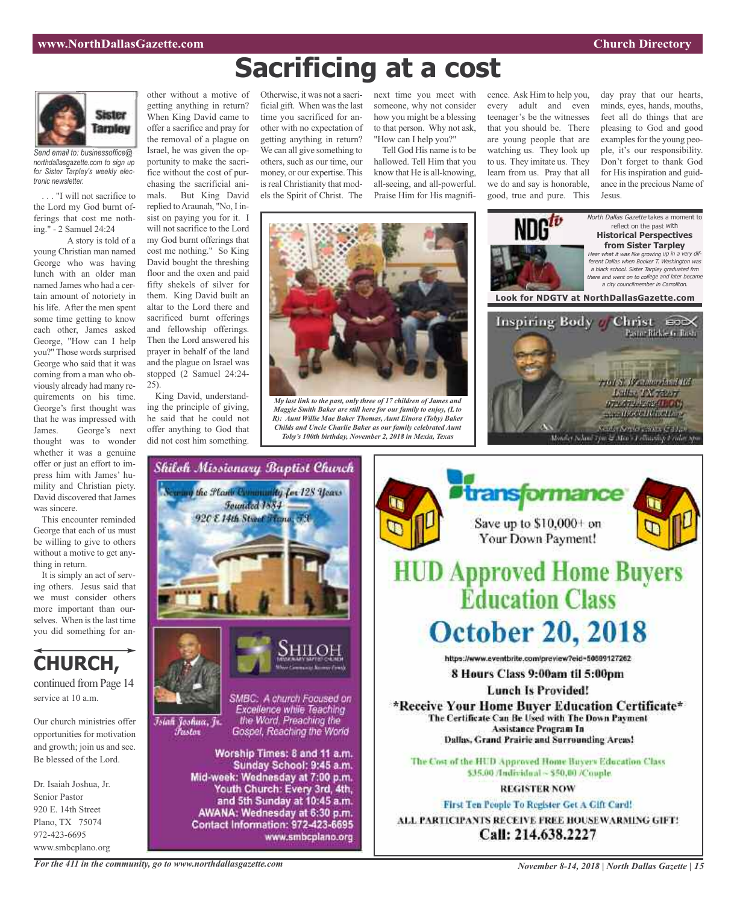# Sacrificing at a cost

**Sister Tarpley**

*Send email to: businessoffice@northdallasgazette.com to sign up for Sister Tarpley's weekly electronic newsletter.*

. . . "I will not sacrifice to the Lord my God burnt offerings that cost me nothing." - 2 Samuel 24:24

A story is told of a young Christian man named George who was having lunch with an older man named James who had a certain amount of notoriety in his life. After the men spent some time getting to know each other, James asked George, "How can I help you?" Those words surprised George who said that it was coming from a man who obviously already had many requirements on his time. George's first thought was that he was impressed with James. George's next thought was to wonder whether it was a genuine offer or just an effort to impress him with James' humility and Christian piety. David discovered that James was sincere.

This encounter reminded George that each of us must be willing to give to others without a motive to get anything in return.

It is simply an act of serving others. Jesus said that we must consider others more important than ourselves. When is the last time you did something for another without a motive of getting anything in return? When King David came to offer a sacrifice and pray for the removal of a plague on Israel, he was given the opportunity to make the sacrifice without the cost of purchasing the sacrificial animals. But King David replied to Araunah, "No, I insist on paying you for it. I will not sacrifice to the Lord my God burnt offerings that cost me nothing." So King David bought the threshing floor and the oxen and paid fifty shekels of silver for them. King David built an altar to the Lord there and sacrificed burnt offerings and fellowship offerings. Then the Lord answered his prayer in behalf of the land and the plague on Israel was stopped (2 Samuel 24:24-25).

King David, understanding the principle of giving, he said that he could not offer anything to God that did not cost him something. Otherwise, it was not a sacrificial gift. When was the last time you sacrificed for another with no expectation of getting anything in return? We can all give something to others, such as our time, our money, or our expertise. This is real Christianity that models the Spirit of Christ. The next time you meet with someone, why not consider how you might be a blessing to that person. Why not ask, "How can I help you?"

Tell God His name is to be hallowed. Tell Him that you know that He is all-knowing, all-seeing, and all-powerful. Praise Him for His magnificence. Ask Him to help you, every adult and even teenager's be the witnesses that you should be. There are young people that are watching us. They look up to us. They imitate us. They learn from us. Pray that all we do and say is honorable, good, true and pure. This day pray that our hearts, minds, eyes, hands, mouths, feet all do things that are pleasing to God and good examples for the young people, it's our responsibility. Don't forget to thank God for His inspiration and guidance in the precious Name of Jesus.

*My last link to the past, only three of 17 children of James and Maggie Smith Baker are still here for our family to enjoy, (L to R): Aunt Willie Mae Baker Thomas, Aunt Elnora (Toby) Baker Childs and Uncle Charlie Baker as our family celebrated Aunt Toby's 100th birthday, November 2, 2018 in Mexia, Texas*

## CHURCH,

continued from Page 14

service at 10 a.m.

Our church ministries offer opportunities for motivation and growth; join us and see. Be blessed of the Lord.

Dr. Isaiah Joshua, Jr.
Senior Pastor
920 E. 14th Street
Plano, TX 75074
972-423-6695
www.smbcplano.org

---

NDGtv

*North Dallas Gazette* takes a moment to reflect on the past with **Historical Perspectives from Sister Tarpley**

*Hear what it was like growing up in a very different Dallas when Booker T. Washington was a black school. Sister Tarpley graduated frm there and went on to college and later became a city councilmember in Carrollton.*

**Look for NDGTV at NorthDallasGazette.com**

---

**Inspiring Body of Christ**
Pastor Rickie G. Rush
7701 S. Westmoreland Rd
Dallas, TX 75237
972.372.4262 (IBOC)
www.IBOCCHURCH.org
Sunday Service 7:30am & 11am
Monday School 7pm & Men's Fellowship Friday 9pm

---

**Shiloh Missionary Baptist Church**

*Serving the Plano Community for 128 Years*
*Founded 1884*
*920 E 14th Street Plano, TX*

SHILOH
Missionary Baptist Church

*Isiah Joshua, Jr.*
*Pastor*

*SMBC: A church Focused on Excellence while Teaching the Word, Preaching the Gospel, Reaching the World*

**Worship Times: 8 and 11 a.m.**
**Sunday School: 9:45 a.m.**
**Mid-week: Wednesday at 7:00 p.m.**
**Youth Church: Every 3rd, 4th, and 5th Sunday at 10:45 a.m.**
**AWANA: Wednesday at 6:30 p.m.**
**Contact Information: 972-423-6695**
**www.smbcplano.org**

---

**transformance**

Save up to $10,000+ on Your Down Payment!

# HUD Approved Home Buyers Education Class

# October 20, 2018

https://www.eventbrite.com/preview?eid=50609127262

**8 Hours Class 9:00am til 5:00pm**

**Lunch Is Provided!**

**\*Receive Your Home Buyer Education Certificate\***

**The Certificate Can Be Used with The Down Payment Assistance Program In Dallas, Grand Prairie and Surrounding Areas!**

The Cost of the HUD Approved Home Buyers Education Class $35.00 /Individual ~ $50.00 /Couple

**REGISTER NOW**

**First Ten People To Register Get A Gift Card!**

**ALL PARTICIPANTS RECEIVE FREE HOUSEWARMING GIFT!**

**Call: 214.638.2227**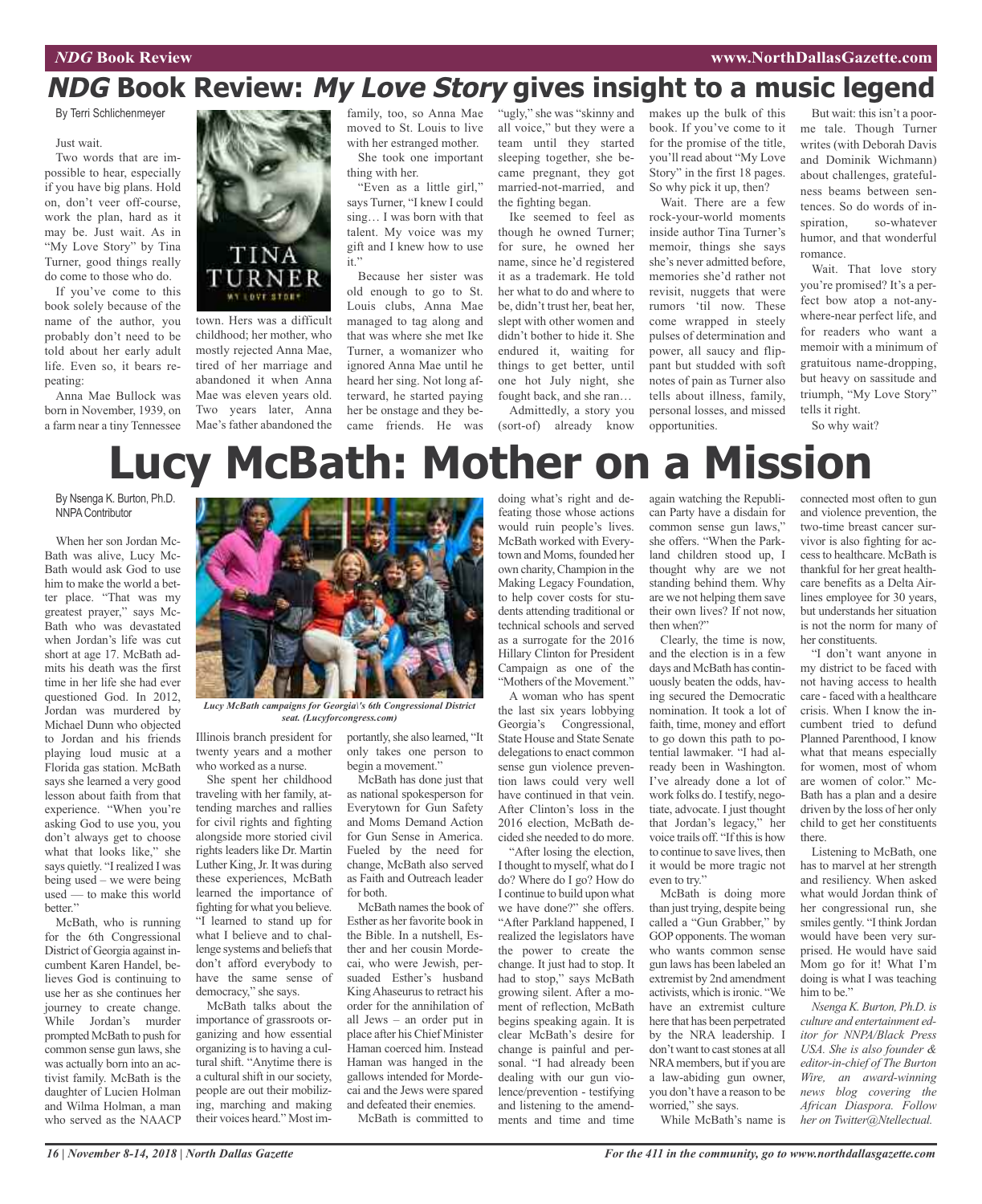# NDG Book Review: *My Love Story* gives insight to a music legend

By Terri Schlichenmeyer

Just wait.

Two words that are impossible to hear, especially if you have big plans. Hold on, don't veer off-course, work the plan, hard as it may be. Just wait. As in "My Love Story" by Tina Turner, good things really do come to those who do.

If you've come to this book solely because of the name of the author, you probably don't need to be told about her early adult life. Even so, it bears repeating:

Anna Mae Bullock was born in November, 1939, on a farm near a tiny Tennessee town. Hers was a difficult childhood; her mother, who mostly rejected Anna Mae, tired of her marriage and abandoned it when Anna Mae was eleven years old. Two years later, Anna Mae's father abandoned the family, too, so Anna Mae moved to St. Louis to live with her estranged mother.

She took one important thing with her.

"Even as a little girl," says Turner, "I knew I could sing… I was born with that talent. My voice was my gift and I knew how to use it."

Because her sister was old enough to go to St. Louis clubs, Anna Mae managed to tag along and that was where she met Ike Turner, a womanizer who ignored Anna Mae until he heard her sing. Not long afterward, he started paying her be onstage and they became friends. He was "ugly," she was "skinny and all voice," but they were a team until they started sleeping together, she became pregnant, they got married-not-married, and the fighting began.

Ike seemed to feel as though he owned Turner; for sure, he owned her name, since he'd registered it as a trademark. He told her what to do and where to be, didn't trust her, beat her, slept with other women and didn't bother to hide it. She endured it, waiting for things to get better, until one hot July night, she fought back, and she ran…

Admittedly, a story you (sort-of) already know makes up the bulk of this book. If you've come to it for the promise of the title, you'll read about "My Love Story" in the first 18 pages. So why pick it up, then?

Wait. There are a few rock-your-world moments inside author Tina Turner's memoir, things she says she's never admitted before, memories she'd rather not revisit, nuggets that were rumors 'til now. These come wrapped in steely pulses of determination and power, all saucy and flippant but studded with soft notes of pain as Turner also tells about illness, family, personal losses, and missed opportunities.

But wait: this isn't a poor-me tale. Though Turner writes (with Deborah Davis and Dominik Wichmann) about challenges, gratefulness beams between sentences. So do words of inspiration, so-whatever humor, and that wonderful romance.

Wait. That love story you're promised? It's a perfect bow atop a not-anywhere-near perfect life, and for readers who want a memoir with a minimum of gratuitous name-dropping, but heavy on sassitude and triumph, "My Love Story" tells it right.

So why wait?

# Lucy McBath: Mother on a Mission

By Nsenga K. Burton, Ph.D.
NNPA Contributor

When her son Jordan McBath was alive, Lucy McBath would ask God to use him to make the world a better place. "That was my greatest prayer," says McBath who was devastated when Jordan's life was cut short at age 17. McBath admits his death was the first time in her life she had ever questioned God. In 2012, Jordan was murdered by Michael Dunn who objected to Jordan and his friends playing loud music at a Florida gas station. McBath says she learned a very good lesson about faith from that experience. "When you're asking God to use you, you don't always get to choose what that looks like," she says quietly. "I realized I was being used – we were being used — to make this world better."

McBath, who is running for the 6th Congressional District of Georgia against incumbent Karen Handel, believes God is continuing to use her as she continues her journey to create change. While Jordan's murder prompted McBath to push for common sense gun laws, she was actually born into an activist family. McBath is the daughter of Lucien Holman and Wilma Holman, a man who served as the NAACP Illinois branch president for twenty years and a mother who worked as a nurse.

*Lucy McBath campaigns for Georgia\'s 6th Congressional District seat. (Lucyforcongress.com)*

She spent her childhood traveling with her family, attending marches and rallies for civil rights and fighting alongside more storied civil rights leaders like Dr. Martin Luther King, Jr. It was during these experiences, McBath learned the importance of fighting for what you believe. "I learned to stand up for what I believe and to challenge systems and beliefs that don't afford everybody to have the same sense of democracy," she says.

McBath talks about the importance of grassroots organizing and how essential organizing is to having a cultural shift. "Anytime there is a cultural shift in our society, people are out their mobilizing, marching and making their voices heard." Most importantly, she also learned, "It only takes one person to begin a movement."

McBath has done just that as national spokesperson for Everytown for Gun Safety and Moms Demand Action for Gun Sense in America. Fueled by the need for change, McBath also served as Faith and Outreach leader for both.

McBath names the book of Esther as her favorite book in the Bible. In a nutshell, Esther and her cousin Mordecai, who were Jewish, persuaded Esther's husband King Ahaseurus to retract his order for the annihilation of all Jews – an order put in place after his Chief Minister Haman coerced him. Instead Haman was hanged in the gallows intended for Mordecai and the Jews were spared and defeated their enemies.

McBath is committed to doing what's right and defeating those whose actions would ruin people's lives. McBath worked with Everytown and Moms, founded her own charity, Champion in the Making Legacy Foundation, to help cover costs for students attending traditional or technical schools and served as a surrogate for the 2016 Hillary Clinton for President Campaign as one of the "Mothers of the Movement."

A woman who has spent the last six years lobbying Georgia's Congressional, State House and State Senate delegations to enact common sense gun violence prevention laws could very well have continued in that vein. After Clinton's loss in the 2016 election, McBath decided she needed to do more.

"After losing the election, I thought to myself, what do I do? Where do I go? How do I continue to build upon what we have done?" she offers. "After Parkland happened, I realized the legislators have the power to create the change. It just had to stop. It had to stop," says McBath growing silent. After a moment of reflection, McBath begins speaking again. It is clear McBath's desire for change is painful and personal. "I had already been dealing with our gun violence/prevention - testifying and testifying to the amendments and time and time again watching the Republican Party have a disdain for common sense gun laws," she offers. "When the Parkland children stood up, I thought why are we not standing behind them. Why are we not helping them save their own lives? If not now, then when?"

Clearly, the time is now, and the election is in a few days and McBath has continuously beaten the odds, having secured the Democratic nomination. It took a lot of faith, time, money and effort to go down this path to potential lawmaker. "I had already been in Washington. I've already done a lot of work folks do. I testify, negotiate, advocate. I just thought that Jordan's legacy," her voice trails off. "If this is how to continue to save lives, then it would be more tragic not even to try."

McBath is doing more than just trying, despite being called a "Gun Grabber," by GOP opponents. The woman who wants common sense gun laws has been labeled an extremist by 2nd amendment activists, which is ironic. "We have an extremist culture here that has been perpetrated by the NRA leadership. I don't want to cast stones at all NRA members, but if you are a law-abiding gun owner, you don't have a reason to be worried," she says.

While McBath's name is connected most often to gun and violence prevention, the two-time breast cancer survivor is also fighting for access to healthcare. McBath is thankful for her great healthcare benefits as a Delta Airlines employee for 30 years, but understands her situation is not the norm for many of her constituents.

"I don't want anyone in my district to be faced with not having access to health care - faced with a healthcare crisis. When I know the incumbent tried to defund Planned Parenthood, I know what that means especially for women, most of whom are women of color." McBath has a plan and a desire driven by the loss of her only child to get her constituents there.

Listening to McBath, one has to marvel at her strength and resiliency. When asked what would Jordan think of her congressional run, she smiles gently. "I think Jordan would have been very surprised. He would have said Mom go for it! What I'm doing is what I was teaching him to be."

*Nsenga K. Burton, Ph.D. is culture and entertainment editor for NNPA/Black Press USA. She is also founder & editor-in-chief of The Burton Wire, an award-winning news blog covering the African Diaspora. Follow her on Twitter@Ntellectual.*